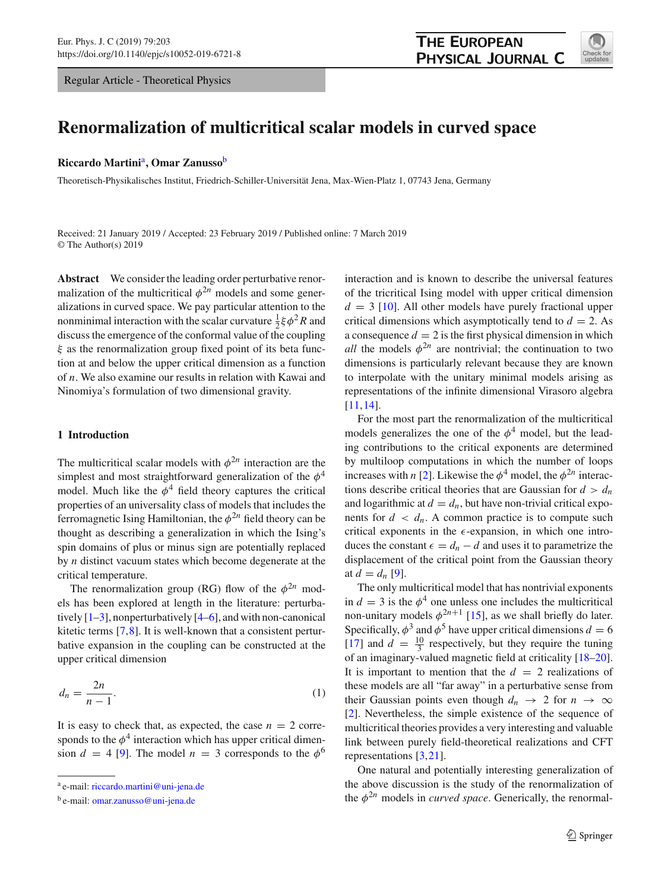# Renormalization of multicritical scalar models in curved space

**Riccardo Martini**[a], **Omar Zanusso**[b]

Theoretisch-Physikalisches Institut, Friedrich-Schiller-Universität Jena, Max-Wien-Platz 1, 07743 Jena, Germany

Received: 21 January 2019 / Accepted: 23 February 2019 / Published online: 7 March 2019
© The Author(s) 2019

**Abstract** We consider the leading order perturbative renormalization of the multicritical $\phi^{2n}$ models and some generalizations in curved space. We pay particular attention to the nonminimal interaction with the scalar curvature $\frac{1}{2}\xi\phi^2 R$ and discuss the emergence of the conformal value of the coupling $\xi$ as the renormalization group fixed point of its beta function at and below the upper critical dimension as a function of $n$. We also examine our results in relation with Kawai and Ninomiya's formulation of two dimensional gravity.

## 1 Introduction

The multicritical scalar models with $\phi^{2n}$ interaction are the simplest and most straightforward generalization of the $\phi^4$ model. Much like the $\phi^4$ field theory captures the critical properties of an universality class of models that includes the ferromagnetic Ising Hamiltonian, the $\phi^{2n}$ field theory can be thought as describing a generalization in which the Ising's spin domains of plus or minus sign are potentially replaced by $n$ distinct vacuum states which become degenerate at the critical temperature.

The renormalization group (RG) flow of the $\phi^{2n}$ models has been explored at length in the literature: perturbatively [1–3], nonperturbatively [4–6], and with non-canonical kitetic terms [7,8]. It is well-known that a consistent perturbative expansion in the coupling can be constructed at the upper critical dimension

$$d_n = \frac{2n}{n-1}. \tag{1}$$

It is easy to check that, as expected, the case $n = 2$ corresponds to the $\phi^4$ interaction which has upper critical dimension $d = 4$ [9]. The model $n = 3$ corresponds to the $\phi^6$ interaction and is known to describe the universal features of the tricritical Ising model with upper critical dimension $d = 3$ [10]. All other models have purely fractional upper critical dimensions which asymptotically tend to $d = 2$. As a consequence $d = 2$ is the first physical dimension in which *all* the models $\phi^{2n}$ are nontrivial; the continuation to two dimensions is particularly relevant because they are known to interpolate with the unitary minimal models arising as representations of the infinite dimensional Virasoro algebra [11,14].

For the most part the renormalization of the multicritical models generalizes the one of the $\phi^4$ model, but the leading contributions to the critical exponents are determined by multiloop computations in which the number of loops increases with $n$ [2]. Likewise the $\phi^4$ model, the $\phi^{2n}$ interactions describe critical theories that are Gaussian for $d > d_n$ and logarithmic at $d = d_n$, but have non-trivial critical exponents for $d < d_n$. A common practice is to compute such critical exponents in the $\epsilon$-expansion, in which one introduces the constant $\epsilon = d_n - d$ and uses it to parametrize the displacement of the critical point from the Gaussian theory at $d = d_n$ [9].

The only multicritical model that has nontrivial exponents in $d = 3$ is the $\phi^4$ one unless one includes the multicritical non-unitary models $\phi^{2n+1}$ [15], as we shall briefly do later. Specifically, $\phi^3$ and $\phi^5$ have upper critical dimensions $d = 6$ [17] and $d = \frac{10}{3}$ respectively, but they require the tuning of an imaginary-valued magnetic field at criticality [18–20]. It is important to mention that the $d = 2$ realizations of these models are all "far away" in a perturbative sense from their Gaussian points even though $d_n \to 2$ for $n \to \infty$ [2]. Nevertheless, the simple existence of the sequence of multicritical theories provides a very interesting and valuable link between purely field-theoretical realizations and CFT representations [3,21].

One natural and potentially interesting generalization of the above discussion is the study of the renormalization of the $\phi^{2n}$ models in *curved space*. Generically, the renormal-

[a] e-mail: riccardo.martini@uni-jena.de

[b] e-mail: omar.zanusso@uni-jena.de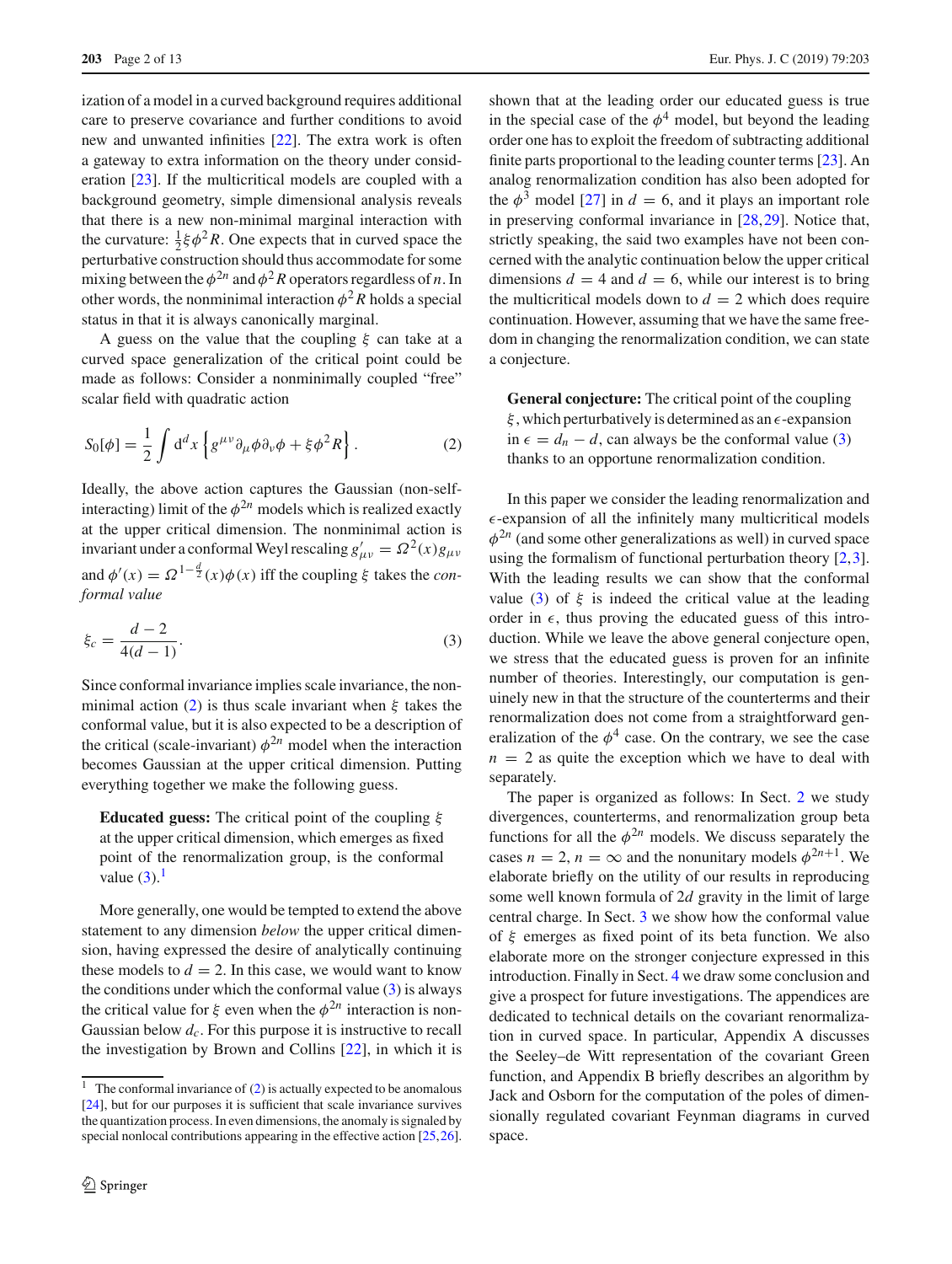ization of a model in a curved background requires additional care to preserve covariance and further conditions to avoid new and unwanted infinities [22]. The extra work is often a gateway to extra information on the theory under consideration [23]. If the multicritical models are coupled with a background geometry, simple dimensional analysis reveals that there is a new non-minimal marginal interaction with the curvature: $\frac{1}{2}\xi\phi^2 R$. One expects that in curved space the perturbative construction should thus accommodate for some mixing between the $\phi^{2n}$ and $\phi^2 R$ operators regardless of $n$. In other words, the nonminimal interaction $\phi^2 R$ holds a special status in that it is always canonically marginal.

A guess on the value that the coupling $\xi$ can take at a curved space generalization of the critical point could be made as follows: Consider a nonminimally coupled "free" scalar field with quadratic action

$$S_0[\phi] = \frac{1}{2}\int \mathrm{d}^d x \left\{ g^{\mu\nu}\partial_\mu\phi\partial_\nu\phi + \xi\phi^2 R \right\}. \tag{2}$$

Ideally, the above action captures the Gaussian (non-self-interacting) limit of the $\phi^{2n}$ models which is realized exactly at the upper critical dimension. The nonminimal action is invariant under a conformal Weyl rescaling $g'_{\mu\nu} = \Omega^2(x) g_{\mu\nu}$ and $\phi'(x) = \Omega^{1-\frac{d}{2}}(x)\phi(x)$ iff the coupling $\xi$ takes the *conformal value*

$$\xi_c = \frac{d-2}{4(d-1)}. \tag{3}$$

Since conformal invariance implies scale invariance, the non-minimal action (2) is thus scale invariant when $\xi$ takes the conformal value, but it is also expected to be a description of the critical (scale-invariant) $\phi^{2n}$ model when the interaction becomes Gaussian at the upper critical dimension. Putting everything together we make the following guess.

> **Educated guess:** The critical point of the coupling $\xi$ at the upper critical dimension, which emerges as fixed point of the renormalization group, is the conformal value (3).[1]

More generally, one would be tempted to extend the above statement to any dimension *below* the upper critical dimension, having expressed the desire of analytically continuing these models to $d = 2$. In this case, we would want to know the conditions under which the conformal value (3) is always the critical value for $\xi$ even when the $\phi^{2n}$ interaction is non-Gaussian below $d_c$. For this purpose it is instructive to recall the investigation by Brown and Collins [22], in which it is shown that at the leading order our educated guess is true in the special case of the $\phi^4$ model, but beyond the leading order one has to exploit the freedom of subtracting additional finite parts proportional to the leading counter terms [23]. An analog renormalization condition has also been adopted for the $\phi^3$ model [27] in $d = 6$, and it plays an important role in preserving conformal invariance in [28,29]. Notice that, strictly speaking, the said two examples have not been concerned with the analytic continuation below the upper critical dimensions $d = 4$ and $d = 6$, while our interest is to bring the multicritical models down to $d = 2$ which does require continuation. However, assuming that we have the same freedom in changing the renormalization condition, we can state a conjecture.

> **General conjecture:** The critical point of the coupling $\xi$, which perturbatively is determined as an $\epsilon$-expansion in $\epsilon = d_n - d$, can always be the conformal value (3) thanks to an opportune renormalization condition.

In this paper we consider the leading renormalization and $\epsilon$-expansion of all the infinitely many multicritical models $\phi^{2n}$ (and some other generalizations as well) in curved space using the formalism of functional perturbation theory [2,3]. With the leading results we can show that the conformal value (3) of $\xi$ is indeed the critical value at the leading order in $\epsilon$, thus proving the educated guess of this introduction. While we leave the above general conjecture open, we stress that the educated guess is proven for an infinite number of theories. Interestingly, our computation is genuinely new in that the structure of the counterterms and their renormalization does not come from a straightforward generalization of the $\phi^4$ case. On the contrary, we see the case $n = 2$ as quite the exception which we have to deal with separately.

The paper is organized as follows: In Sect. 2 we study divergences, counterterms, and renormalization group beta functions for all the $\phi^{2n}$ models. We discuss separately the cases $n = 2$, $n = \infty$ and the nonunitary models $\phi^{2n+1}$. We elaborate briefly on the utility of our results in reproducing some well known formula of $2d$ gravity in the limit of large central charge. In Sect. 3 we show how the conformal value of $\xi$ emerges as fixed point of its beta function. We also elaborate more on the stronger conjecture expressed in this introduction. Finally in Sect. 4 we draw some conclusion and give a prospect for future investigations. The appendices are dedicated to technical details on the covariant renormalization in curved space. In particular, Appendix A discusses the Seeley–de Witt representation of the covariant Green function, and Appendix B briefly describes an algorithm by Jack and Osborn for the computation of the poles of dimensionally regulated covariant Feynman diagrams in curved space.

---

[1] The conformal invariance of (2) is actually expected to be anomalous [24], but for our purposes it is sufficient that scale invariance survives the quantization process. In even dimensions, the anomaly is signaled by special nonlocal contributions appearing in the effective action [25,26].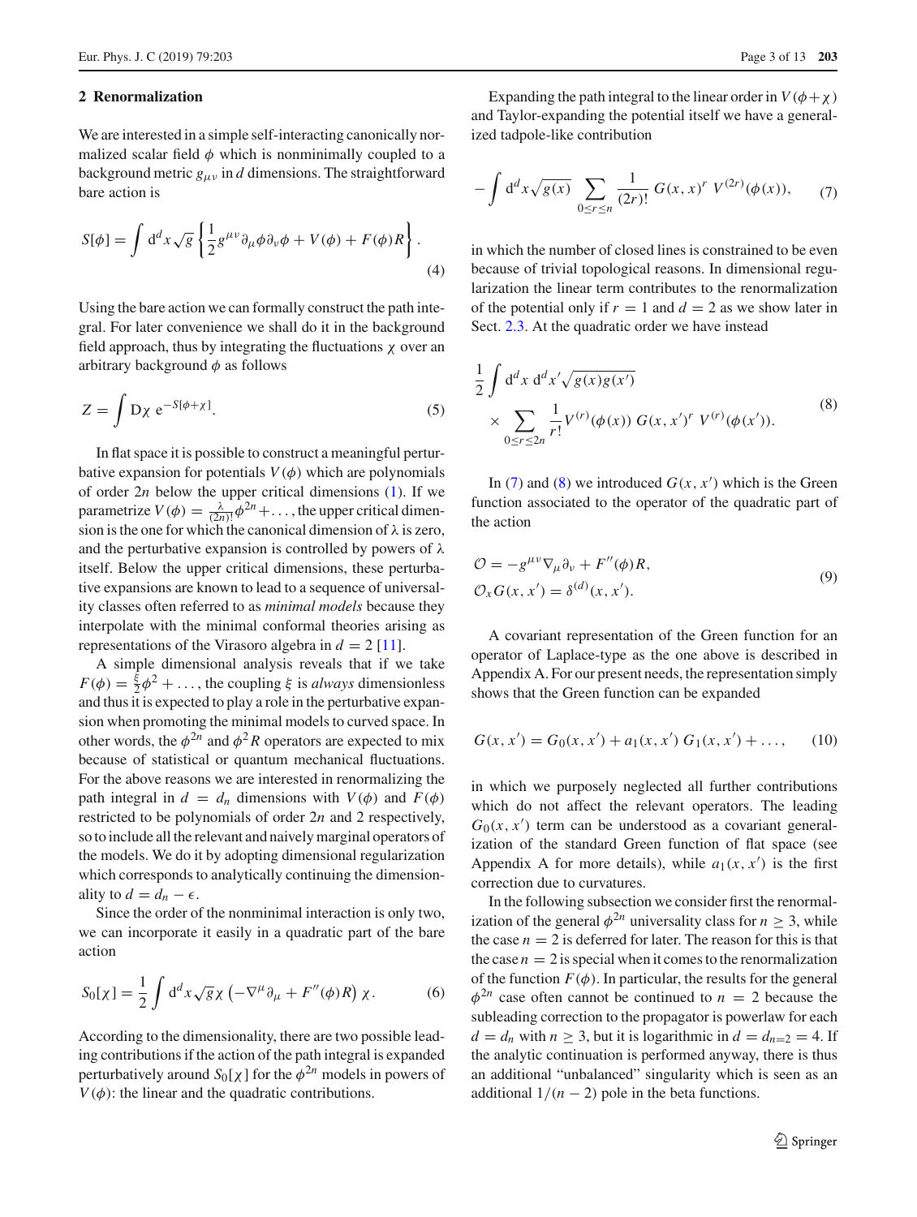## 2 Renormalization

We are interested in a simple self-interacting canonically normalized scalar field $\phi$ which is nonminimally coupled to a background metric $g_{\mu\nu}$ in $d$ dimensions. The straightforward bare action is

$$S[\phi] = \int \mathrm{d}^d x \sqrt{g} \left\{ \frac{1}{2} g^{\mu\nu} \partial_\mu \phi \partial_\nu \phi + V(\phi) + F(\phi) R \right\}. \tag{4}$$

Using the bare action we can formally construct the path integral. For later convenience we shall do it in the background field approach, thus by integrating the fluctuations $\chi$ over an arbitrary background $\phi$ as follows

$$Z = \int \mathrm{D}\chi \; \mathrm{e}^{-S[\phi+\chi]}. \tag{5}$$

In flat space it is possible to construct a meaningful perturbative expansion for potentials $V(\phi)$ which are polynomials of order $2n$ below the upper critical dimensions (1). If we parametrize $V(\phi) = \frac{\lambda}{(2n)!}\phi^{2n} + \dots$, the upper critical dimension is the one for which the canonical dimension of $\lambda$ is zero, and the perturbative expansion is controlled by powers of $\lambda$ itself. Below the upper critical dimensions, these perturbative expansions are known to lead to a sequence of universality classes often referred to as *minimal models* because they interpolate with the minimal conformal theories arising as representations of the Virasoro algebra in $d = 2$ [11].

A simple dimensional analysis reveals that if we take $F(\phi) = \frac{\xi}{2}\phi^2 + \dots$, the coupling $\xi$ is *always* dimensionless and thus it is expected to play a role in the perturbative expansion when promoting the minimal models to curved space. In other words, the $\phi^{2n}$ and $\phi^2 R$ operators are expected to mix because of statistical or quantum mechanical fluctuations. For the above reasons we are interested in renormalizing the path integral in $d = d_n$ dimensions with $V(\phi)$ and $F(\phi)$ restricted to be polynomials of order $2n$ and 2 respectively, so to include all the relevant and naively marginal operators of the models. We do it by adopting dimensional regularization which corresponds to analytically continuing the dimensionality to $d = d_n - \epsilon$.

Since the order of the nonminimal interaction is only two, we can incorporate it easily in a quadratic part of the bare action

$$S_0[\chi] = \frac{1}{2} \int \mathrm{d}^d x \sqrt{g} \chi \left( -\nabla^\mu \partial_\mu + F''(\phi) R \right) \chi. \tag{6}$$

According to the dimensionality, there are two possible leading contributions if the action of the path integral is expanded perturbatively around $S_0[\chi]$ for the $\phi^{2n}$ models in powers of $V(\phi)$: the linear and the quadratic contributions.

Expanding the path integral to the linear order in $V(\phi+\chi)$ and Taylor-expanding the potential itself we have a generalized tadpole-like contribution

$$-\int \mathrm{d}^d x \sqrt{g(x)} \sum_{0 \le r \le n} \frac{1}{(2r)!} G(x,x)^r \, V^{(2r)}(\phi(x)), \tag{7}$$

in which the number of closed lines is constrained to be even because of trivial topological reasons. In dimensional regularization the linear term contributes to the renormalization of the potential only if $r = 1$ and $d = 2$ as we show later in Sect. 2.3. At the quadratic order we have instead

$$\begin{aligned} &\frac{1}{2} \int \mathrm{d}^d x \, \mathrm{d}^d x' \sqrt{g(x) g(x')} \\ &\quad \times \sum_{0 \le r \le 2n} \frac{1}{r!} V^{(r)}(\phi(x)) \, G(x,x')^r \, V^{(r)}(\phi(x')). \end{aligned} \tag{8}$$

In (7) and (8) we introduced $G(x, x')$ which is the Green function associated to the operator of the quadratic part of the action

$$\begin{aligned} &\mathcal{O} = -g^{\mu\nu} \nabla_\mu \partial_\nu + F''(\phi) R, \\ &\mathcal{O}_x G(x,x') = \delta^{(d)}(x,x'). \end{aligned} \tag{9}$$

A covariant representation of the Green function for an operator of Laplace-type as the one above is described in Appendix A. For our present needs, the representation simply shows that the Green function can be expanded

$$G(x,x') = G_0(x,x') + a_1(x,x') \, G_1(x,x') + \dots, \tag{10}$$

in which we purposely neglected all further contributions which do not affect the relevant operators. The leading $G_0(x, x')$ term can be understood as a covariant generalization of the standard Green function of flat space (see Appendix A for more details), while $a_1(x, x')$ is the first correction due to curvatures.

In the following subsection we consider first the renormalization of the general $\phi^{2n}$ universality class for $n \ge 3$, while the case $n = 2$ is deferred for later. The reason for this is that the case $n = 2$ is special when it comes to the renormalization of the function $F(\phi)$. In particular, the results for the general $\phi^{2n}$ case often cannot be continued to $n = 2$ because the subleading correction to the propagator is powerlaw for each $d = d_n$ with $n \ge 3$, but it is logarithmic in $d = d_{n=2} = 4$. If the analytic continuation is performed anyway, there is thus an additional "unbalanced" singularity which is seen as an additional $1/(n-2)$ pole in the beta functions.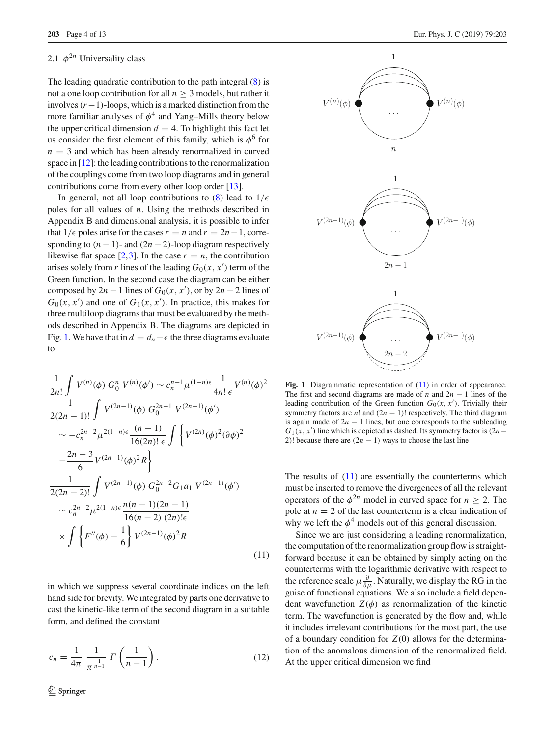### 2.1 $\phi^{2n}$ Universality class

The leading quadratic contribution to the path integral (8) is not a one loop contribution for all $n \geq 3$ models, but rather it involves $(r-1)$-loops, which is a marked distinction from the more familiar analyses of $\phi^4$ and Yang–Mills theory below the upper critical dimension $d = 4$. To highlight this fact let us consider the first element of this family, which is $\phi^6$ for $n = 3$ and which has been already renormalized in curved space in [12]: the leading contributions to the renormalization of the couplings come from two loop diagrams and in general contributions come from every other loop order [13].

In general, not all loop contributions to (8) lead to $1/\epsilon$ poles for all values of $n$. Using the methods described in Appendix B and dimensional analysis, it is possible to infer that $1/\epsilon$ poles arise for the cases $r = n$ and $r = 2n-1$, corresponding to $(n-1)$- and $(2n-2)$-loop diagram respectively likewise flat space [2,3]. In the case $r = n$, the contribution arises solely from $r$ lines of the leading $G_0(x, x')$ term of the Green function. In the second case the diagram can be either composed by $2n-1$ lines of $G_0(x, x')$, or by $2n-2$ lines of $G_0(x, x')$ and one of $G_1(x, x')$. In practice, this makes for three multiloop diagrams that must be evaluated by the methods described in Appendix B. The diagrams are depicted in Fig. 1. We have that in $d = d_n - \epsilon$ the three diagrams evaluate to

$$
\begin{aligned}
&\frac{1}{2n!}\int V^{(n)}(\phi)\, G_0^n\, V^{(n)}(\phi') \sim c_n^{n-1}\mu^{(1-n)\epsilon}\frac{1}{4n!\,\epsilon}V^{(n)}(\phi)^2\\
&\frac{1}{2(2n-1)!}\int V^{(2n-1)}(\phi)\, G_0^{2n-1}\, V^{(2n-1)}(\phi')\\
&\quad\sim -c_n^{2n-2}\mu^{2(1-n)\epsilon}\frac{(n-1)}{16(2n)!\,\epsilon}\int\Big\{V^{(2n)}(\phi)^2(\partial\phi)^2\\
&\quad -\frac{2n-3}{6}V^{(2n-1)}(\phi)^2 R\Big\}\\
&\frac{1}{2(2n-2)!}\int V^{(2n-1)}(\phi)\, G_0^{2n-2}G_1{}_{a_1}\, V^{(2n-1)}(\phi')\\
&\quad\sim c_n^{2n-2}\mu^{2(1-n)\epsilon}\frac{n(n-1)(2n-1)}{16(n-2)\,(2n)!\epsilon}\\
&\quad\times\int\left\{F''(\phi)-\frac{1}{6}\right\}V^{(2n-1)}(\phi)^2 R
\end{aligned}
\tag{11}
$$

in which we suppress several coordinate indices on the left hand side for brevity. We integrated by parts one derivative to cast the kinetic-like term of the second diagram in a suitable form, and defined the constant

$$
c_n = \frac{1}{4\pi}\,\frac{1}{\pi^{\frac{1}{n-1}}}\,\Gamma\left(\frac{1}{n-1}\right). \tag{12}
$$

Fig. 1 Diagrammatic representation of (11) in order of appearance. The first and second diagrams are made of $n$ and $2n-1$ lines of the leading contribution of the Green function $G_0(x, x')$. Trivially their symmetry factors are $n!$ and $(2n-1)!$ respectively. The third diagram is again made of $2n-1$ lines, but one corresponds to the subleading $G_1(x, x')$ line which is depicted as dashed. Its symmetry factor is $(2n-2)!$ because there are $(2n-1)$ ways to choose the last line

The results of (11) are essentially the counterterms which must be inserted to remove the divergences of all the relevant operators of the $\phi^{2n}$ model in curved space for $n \geq 2$. The pole at $n = 2$ of the last counterterm is a clear indication of why we left the $\phi^4$ models out of this general discussion.

Since we are just considering a leading renormalization, the computation of the renormalization group flow is straightforward because it can be obtained by simply acting on the counterterms with the logarithmic derivative with respect to the reference scale $\mu\frac{\partial}{\partial\mu}$. Naturally, we display the RG in the guise of functional equations. We also include a field dependent wavefunction $Z(\phi)$ as renormalization of the kinetic term. The wavefunction is generated by the flow and, while it includes irrelevant contributions for the most part, the use of a boundary condition for $Z(0)$ allows for the determination of the anomalous dimension of the renormalized field. At the upper critical dimension we find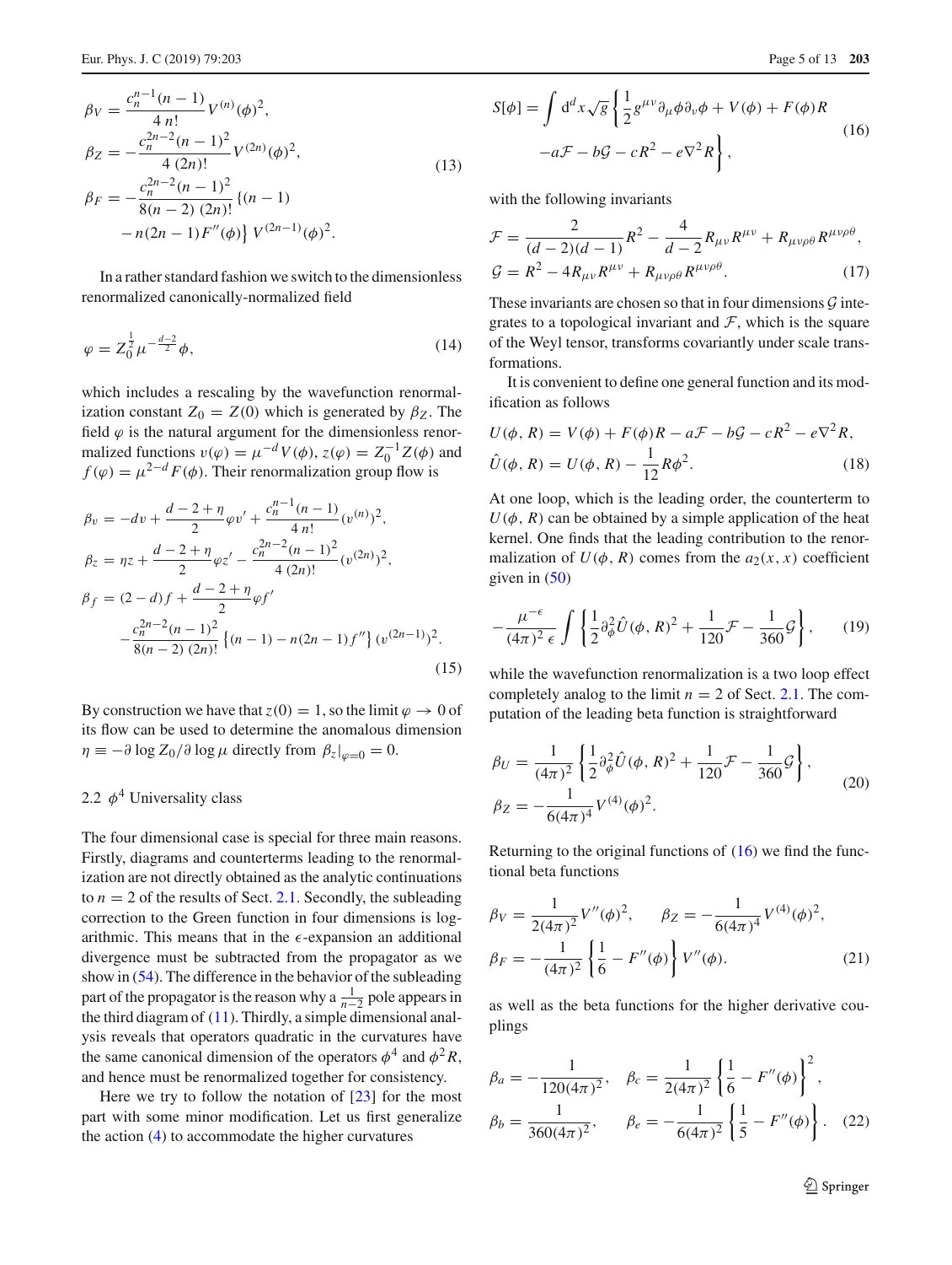$$
\begin{aligned}
\beta_V &= \frac{c_n^{n-1}(n-1)}{4\,n!} V^{(n)}(\phi)^2, \\
\beta_Z &= -\frac{c_n^{2n-2}(n-1)^2}{4\,(2n)!} V^{(2n)}(\phi)^2, \\
\beta_F &= -\frac{c_n^{2n-2}(n-1)^2}{8(n-2)\,(2n)!} \{(n-1) \\
&\quad - n(2n-1)F''(\phi)\} \, V^{(2n-1)}(\phi)^2.
\end{aligned} \tag{13}
$$

In a rather standard fashion we switch to the dimensionless renormalized canonically-normalized field

$$
\varphi = Z_0^{\frac{1}{2}} \mu^{-\frac{d-2}{2}} \phi, \tag{14}
$$

which includes a rescaling by the wavefunction renormalization constant $Z_0 = Z(0)$ which is generated by $\beta_Z$. The field $\varphi$ is the natural argument for the dimensionless renormalized functions $v(\varphi) = \mu^{-d} V(\phi)$, $z(\varphi) = Z_0^{-1} Z(\phi)$ and $f(\varphi) = \mu^{2-d} F(\phi)$. Their renormalization group flow is

$$
\begin{aligned}
\beta_v &= -dv + \frac{d-2+\eta}{2}\varphi v' + \frac{c_n^{n-1}(n-1)}{4\,n!}(v^{(n)})^2, \\
\beta_z &= \eta z + \frac{d-2+\eta}{2}\varphi z' - \frac{c_n^{2n-2}(n-1)^2}{4\,(2n)!}(v^{(2n)})^2, \\
\beta_f &= (2-d) f + \frac{d-2+\eta}{2}\varphi f' \\
&\quad - \frac{c_n^{2n-2}(n-1)^2}{8(n-2)\,(2n)!}\left\{(n-1) - n(2n-1)f''\right\}(v^{(2n-1)})^2.
\end{aligned} \tag{15}
$$

By construction we have that $z(0) = 1$, so the limit $\varphi \to 0$ of its flow can be used to determine the anomalous dimension $\eta \equiv -\partial \log Z_0 / \partial \log \mu$ directly from $\beta_z|_{\varphi=0} = 0$.

## 2.2 $\phi^4$ Universality class

The four dimensional case is special for three main reasons. Firstly, diagrams and counterterms leading to the renormalization are not directly obtained as the analytic continuations to $n = 2$ of the results of Sect. 2.1. Secondly, the subleading correction to the Green function in four dimensions is logarithmic. This means that in the $\epsilon$-expansion an additional divergence must be subtracted from the propagator as we show in (54). The difference in the behavior of the subleading part of the propagator is the reason why a $\frac{1}{n-2}$ pole appears in the third diagram of (11). Thirdly, a simple dimensional analysis reveals that operators quadratic in the curvatures have the same canonical dimension of the operators $\phi^4$ and $\phi^2 R$, and hence must be renormalized together for consistency.

Here we try to follow the notation of [23] for the most part with some minor modification. Let us first generalize the action (4) to accommodate the higher curvatures

$$
\begin{aligned}
S[\phi] = \int \mathrm{d}^d x \sqrt{g} \bigg\{ &\frac{1}{2} g^{\mu\nu}\partial_\mu\phi\partial_\nu\phi + V(\phi) + F(\phi) R \\
&- a\mathcal{F} - b\mathcal{G} - cR^2 - e\nabla^2 R \bigg\},
\end{aligned} \tag{16}
$$

with the following invariants

$$
\begin{aligned}
\mathcal{F} &= \frac{2}{(d-2)(d-1)} R^2 - \frac{4}{d-2} R_{\mu\nu}R^{\mu\nu} + R_{\mu\nu\rho\theta}R^{\mu\nu\rho\theta}, \\
\mathcal{G} &= R^2 - 4R_{\mu\nu}R^{\mu\nu} + R_{\mu\nu\rho\theta}R^{\mu\nu\rho\theta}.
\end{aligned} \tag{17}
$$

These invariants are chosen so that in four dimensions $\mathcal{G}$ integrates to a topological invariant and $\mathcal{F}$, which is the square of the Weyl tensor, transforms covariantly under scale transformations.

It is convenient to define one general function and its modification as follows

$$
\begin{aligned}
U(\phi, R) &= V(\phi) + F(\phi) R - a\mathcal{F} - b\mathcal{G} - cR^2 - e\nabla^2 R, \\
\hat{U}(\phi, R) &= U(\phi, R) - \frac{1}{12} R\phi^2.
\end{aligned} \tag{18}
$$

At one loop, which is the leading order, the counterterm to $U(\phi, R)$ can be obtained by a simple application of the heat kernel. One finds that the leading contribution to the renormalization of $U(\phi, R)$ comes from the $a_2(x, x)$ coefficient given in (50)

$$
-\frac{\mu^{-\epsilon}}{(4\pi)^2\,\epsilon} \int \left\{ \frac{1}{2}\partial_\phi^2 \hat{U}(\phi, R)^2 + \frac{1}{120}\mathcal{F} - \frac{1}{360}\mathcal{G} \right\}, \tag{19}
$$

while the wavefunction renormalization is a two loop effect completely analog to the limit $n = 2$ of Sect. 2.1. The computation of the leading beta function is straightforward

$$
\begin{aligned}
\beta_U &= \frac{1}{(4\pi)^2} \left\{ \frac{1}{2}\partial_\phi^2 \hat{U}(\phi, R)^2 + \frac{1}{120}\mathcal{F} - \frac{1}{360}\mathcal{G} \right\}, \\
\beta_Z &= -\frac{1}{6(4\pi)^4} V^{(4)}(\phi)^2.
\end{aligned} \tag{20}
$$

Returning to the original functions of (16) we find the functional beta functions

$$
\begin{aligned}
\beta_V &= \frac{1}{2(4\pi)^2} V''(\phi)^2, \qquad \beta_Z = -\frac{1}{6(4\pi)^4} V^{(4)}(\phi)^2, \\
\beta_F &= -\frac{1}{(4\pi)^2} \left\{ \frac{1}{6} - F''(\phi) \right\} V''(\phi).
\end{aligned} \tag{21}
$$

as well as the beta functions for the higher derivative couplings

$$
\begin{aligned}
\beta_a &= -\frac{1}{120(4\pi)^2}, \quad \beta_c = \frac{1}{2(4\pi)^2} \left\{ \frac{1}{6} - F''(\phi) \right\}^2, \\
\beta_b &= \frac{1}{360(4\pi)^2}, \qquad \beta_e = -\frac{1}{6(4\pi)^2} \left\{ \frac{1}{5} - F''(\phi) \right\}.
\end{aligned} \tag{22}
$$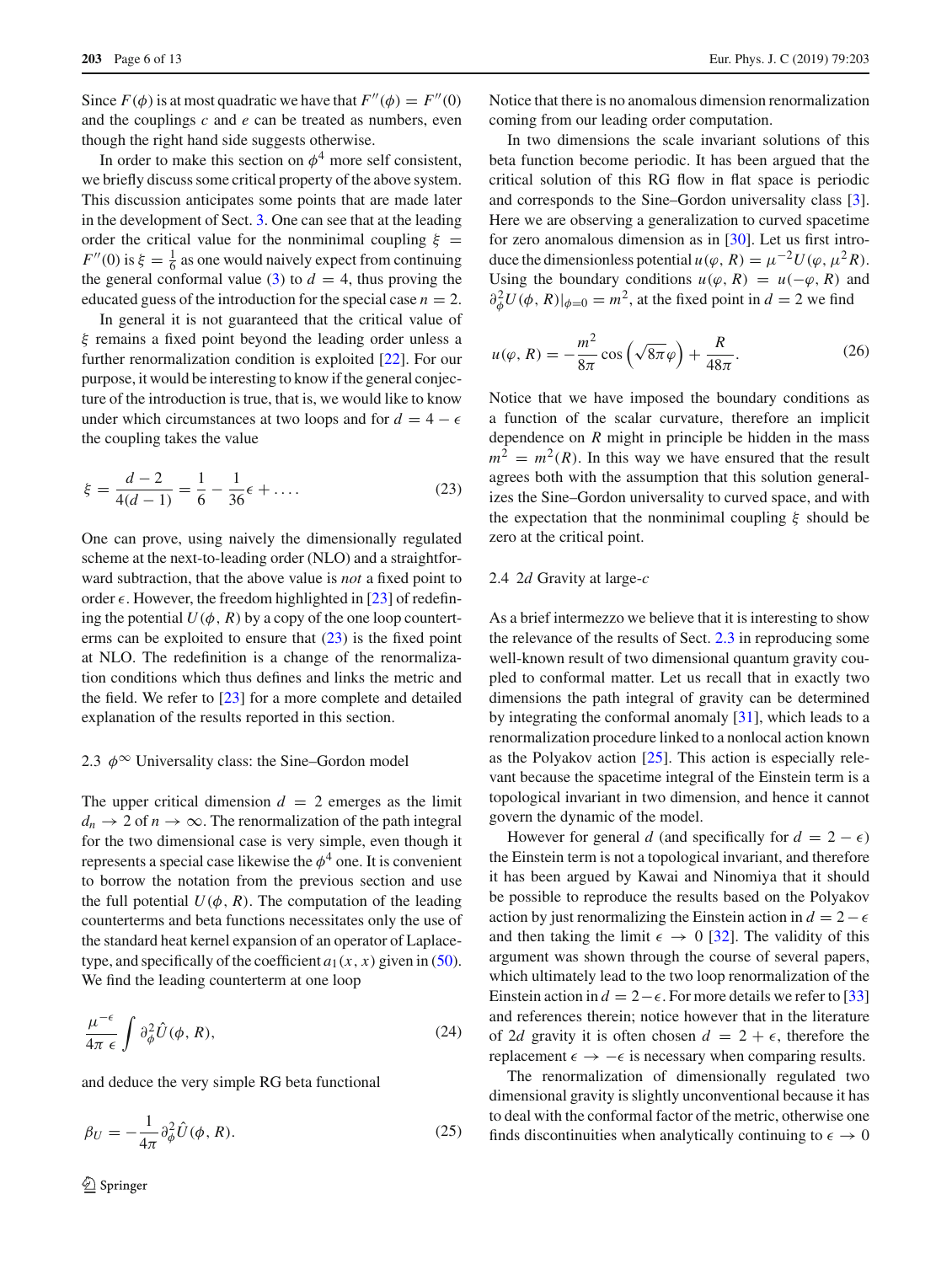Since $F(\phi)$ is at most quadratic we have that $F''(\phi) = F''(0)$ and the couplings $c$ and $e$ can be treated as numbers, even though the right hand side suggests otherwise.

In order to make this section on $\phi^4$ more self consistent, we briefly discuss some critical property of the above system. This discussion anticipates some points that are made later in the development of Sect. 3. One can see that at the leading order the critical value for the nonminimal coupling $\xi = F''(0)$ is $\xi = \frac{1}{6}$ as one would naively expect from continuing the general conformal value (3) to $d = 4$, thus proving the educated guess of the introduction for the special case $n = 2$.

In general it is not guaranteed that the critical value of $\xi$ remains a fixed point beyond the leading order unless a further renormalization condition is exploited [22]. For our purpose, it would be interesting to know if the general conjecture of the introduction is true, that is, we would like to know under which circumstances at two loops and for $d = 4 - \epsilon$ the coupling takes the value

$$\xi = \frac{d-2}{4(d-1)} = \frac{1}{6} - \frac{1}{36}\epsilon + \ldots . \tag{23}$$

One can prove, using naively the dimensionally regulated scheme at the next-to-leading order (NLO) and a straightforward subtraction, that the above value is *not* a fixed point to order $\epsilon$. However, the freedom highlighted in [23] of redefining the potential $U(\phi, R)$ by a copy of the one loop counterterms can be exploited to ensure that (23) is the fixed point at NLO. The redefinition is a change of the renormalization conditions which thus defines and links the metric and the field. We refer to [23] for a more complete and detailed explanation of the results reported in this section.

### 2.3 $\phi^\infty$ Universality class: the Sine–Gordon model

The upper critical dimension $d = 2$ emerges as the limit $d_n \to 2$ of $n \to \infty$. The renormalization of the path integral for the two dimensional case is very simple, even though it represents a special case likewise the $\phi^4$ one. It is convenient to borrow the notation from the previous section and use the full potential $U(\phi, R)$. The computation of the leading counterterms and beta functions necessitates only the use of the standard heat kernel expansion of an operator of Laplace-type, and specifically of the coefficient $a_1(x, x)$ given in (50). We find the leading counterterm at one loop

$$\frac{\mu^{-\epsilon}}{4\pi\,\epsilon} \int \partial_\phi^2 \hat{U}(\phi, R), \tag{24}$$

and deduce the very simple RG beta functional

$$\beta_U = -\frac{1}{4\pi} \partial_\phi^2 \hat{U}(\phi, R). \tag{25}$$

Notice that there is no anomalous dimension renormalization coming from our leading order computation.

In two dimensions the scale invariant solutions of this beta function become periodic. It has been argued that the critical solution of this RG flow in flat space is periodic and corresponds to the Sine–Gordon universality class [3]. Here we are observing a generalization to curved spacetime for zero anomalous dimension as in [30]. Let us first introduce the dimensionless potential $u(\varphi, R) = \mu^{-2} U(\varphi, \mu^2 R)$. Using the boundary conditions $u(\varphi, R) = u(-\varphi, R)$ and $\partial_\phi^2 U(\phi, R)|_{\phi=0} = m^2$, at the fixed point in $d = 2$ we find

$$u(\varphi, R) = -\frac{m^2}{8\pi} \cos\left(\sqrt{8\pi}\varphi\right) + \frac{R}{48\pi}. \tag{26}$$

Notice that we have imposed the boundary conditions as a function of the scalar curvature, therefore an implicit dependence on $R$ might in principle be hidden in the mass $m^2 = m^2(R)$. In this way we have ensured that the result agrees both with the assumption that this solution generalizes the Sine–Gordon universality to curved space, and with the expectation that the nonminimal coupling $\xi$ should be zero at the critical point.

### 2.4 $2d$ Gravity at large-$c$

As a brief intermezzo we believe that it is interesting to show the relevance of the results of Sect. 2.3 in reproducing some well-known result of two dimensional quantum gravity coupled to conformal matter. Let us recall that in exactly two dimensions the path integral of gravity can be determined by integrating the conformal anomaly [31], which leads to a renormalization procedure linked to a nonlocal action known as the Polyakov action [25]. This action is especially relevant because the spacetime integral of the Einstein term is a topological invariant in two dimension, and hence it cannot govern the dynamic of the model.

However for general $d$ (and specifically for $d = 2 - \epsilon$) the Einstein term is not a topological invariant, and therefore it has been argued by Kawai and Ninomiya that it should be possible to reproduce the results based on the Polyakov action by just renormalizing the Einstein action in $d = 2 - \epsilon$ and then taking the limit $\epsilon \to 0$ [32]. The validity of this argument was shown through the course of several papers, which ultimately lead to the two loop renormalization of the Einstein action in $d = 2 - \epsilon$. For more details we refer to [33] and references therein; notice however that in the literature of $2d$ gravity it is often chosen $d = 2 + \epsilon$, therefore the replacement $\epsilon \to -\epsilon$ is necessary when comparing results.

The renormalization of dimensionally regulated two dimensional gravity is slightly unconventional because it has to deal with the conformal factor of the metric, otherwise one finds discontinuities when analytically continuing to $\epsilon \to 0$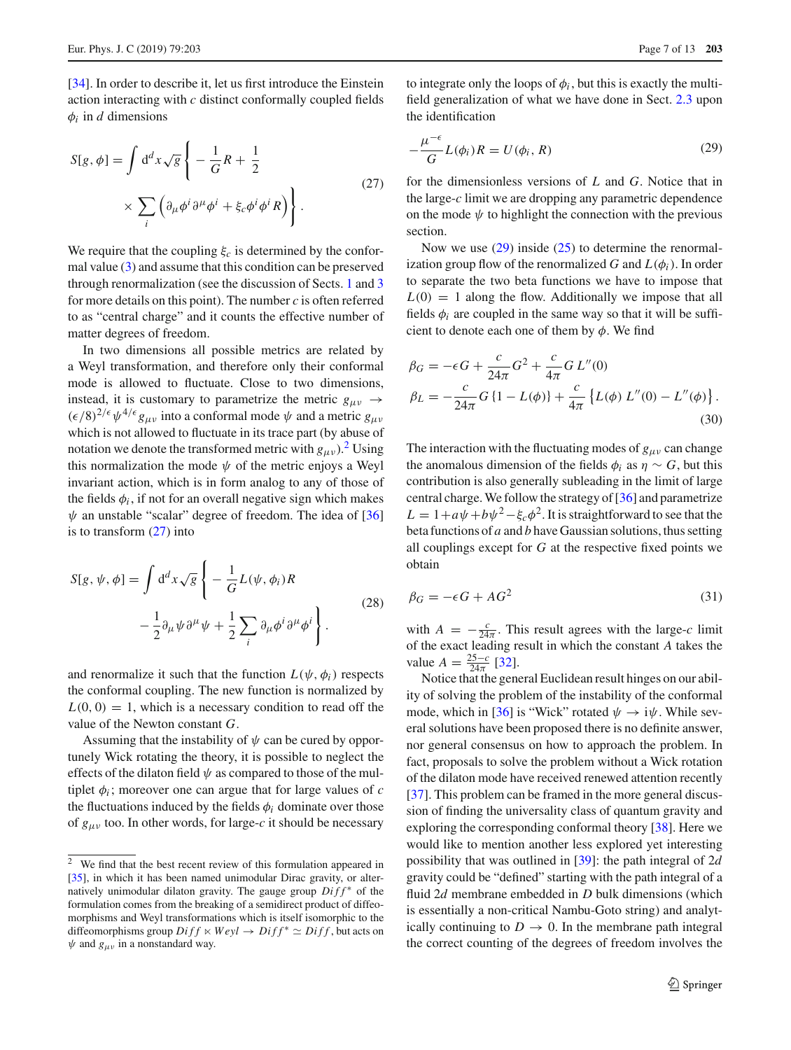[34]. In order to describe it, let us first introduce the Einstein action interacting with $c$ distinct conformally coupled fields $\phi_i$ in $d$ dimensions

$$S[g, \phi] = \int \mathrm{d}^d x \sqrt{g} \left\{ -\frac{1}{G} R + \frac{1}{2} \times \sum_i \left( \partial_\mu \phi^i \partial^\mu \phi^i + \xi_c \phi^i \phi^i R \right) \right\}. \tag{27}$$

We require that the coupling $\xi_c$ is determined by the conformal value (3) and assume that this condition can be preserved through renormalization (see the discussion of Sects. 1 and 3 for more details on this point). The number $c$ is often referred to as "central charge" and it counts the effective number of matter degrees of freedom.

In two dimensions all possible metrics are related by a Weyl transformation, and therefore only their conformal mode is allowed to fluctuate. Close to two dimensions, instead, it is customary to parametrize the metric $g_{\mu\nu} \to (\epsilon/8)^{2/\epsilon} \psi^{4/\epsilon} g_{\mu\nu}$ into a conformal mode $\psi$ and a metric $g_{\mu\nu}$ which is not allowed to fluctuate in its trace part (by abuse of notation we denote the transformed metric with $g_{\mu\nu}$).[2] Using this normalization the mode $\psi$ of the metric enjoys a Weyl invariant action, which is in form analog to any of those of the fields $\phi_i$, if not for an overall negative sign which makes $\psi$ an unstable "scalar" degree of freedom. The idea of [36] is to transform (27) into

$$S[g, \psi, \phi] = \int \mathrm{d}^d x \sqrt{g} \left\{ -\frac{1}{G} L(\psi, \phi_i) R - \frac{1}{2} \partial_\mu \psi \partial^\mu \psi + \frac{1}{2} \sum_i \partial_\mu \phi^i \partial^\mu \phi^i \right\}. \tag{28}$$

and renormalize it such that the function $L(\psi, \phi_i)$ respects the conformal coupling. The new function is normalized by $L(0, 0) = 1$, which is a necessary condition to read off the value of the Newton constant $G$.

Assuming that the instability of $\psi$ can be cured by opportunely Wick rotating the theory, it is possible to neglect the effects of the dilaton field $\psi$ as compared to those of the multiplet $\phi_i$; moreover one can argue that for large values of $c$ the fluctuations induced by the fields $\phi_i$ dominate over those of $g_{\mu\nu}$ too. In other words, for large-$c$ it should be necessary to integrate only the loops of $\phi_i$, but this is exactly the multi-field generalization of what we have done in Sect. 2.3 upon the identification

$$-\frac{\mu^{-\epsilon}}{G} L(\phi_i) R = U(\phi_i, R) \tag{29}$$

for the dimensionless versions of $L$ and $G$. Notice that in the large-$c$ limit we are dropping any parametric dependence on the mode $\psi$ to highlight the connection with the previous section.

Now we use (29) inside (25) to determine the renormalization group flow of the renormalized $G$ and $L(\phi_i)$. In order to separate the two beta functions we have to impose that $L(0) = 1$ along the flow. Additionally we impose that all fields $\phi_i$ are coupled in the same way so that it will be sufficient to denote each one of them by $\phi$. We find

$$\begin{aligned} \beta_G &= -\epsilon G + \frac{c}{24\pi} G^2 + \frac{c}{4\pi} G \, L''(0) \\ \beta_L &= -\frac{c}{24\pi} G \left\{ 1 - L(\phi) \right\} + \frac{c}{4\pi} \left\{ L(\phi) \, L''(0) - L''(\phi) \right\}. \end{aligned} \tag{30}$$

The interaction with the fluctuating modes of $g_{\mu\nu}$ can change the anomalous dimension of the fields $\phi_i$ as $\eta \sim G$, but this contribution is also generally subleading in the limit of large central charge. We follow the strategy of [36] and parametrize $L = 1 + a\psi + b\psi^2 - \xi_c \phi^2$. It is straightforward to see that the beta functions of $a$ and $b$ have Gaussian solutions, thus setting all couplings except for $G$ at the respective fixed points we obtain

$$\beta_G = -\epsilon G + A G^2 \tag{31}$$

with $A = -\frac{c}{24\pi}$. This result agrees with the large-$c$ limit of the exact leading result in which the constant $A$ takes the value $A = \frac{25-c}{24\pi}$ [32].

Notice that the general Euclidean result hinges on our ability of solving the problem of the instability of the conformal mode, which in [36] is "Wick" rotated $\psi \to \mathrm{i}\psi$. While several solutions have been proposed there is no definite answer, nor general consensus on how to approach the problem. In fact, proposals to solve the problem without a Wick rotation of the dilaton mode have received renewed attention recently [37]. This problem can be framed in the more general discussion of finding the universality class of quantum gravity and exploring the corresponding conformal theory [38]. Here we would like to mention another less explored yet interesting possibility that was outlined in [39]: the path integral of $2d$ gravity could be "defined" starting with the path integral of a fluid $2d$ membrane embedded in $D$ bulk dimensions (which is essentially a non-critical Nambu-Goto string) and analytically continuing to $D \to 0$. In the membrane path integral the correct counting of the degrees of freedom involves the

---

[2] We find that the best recent review of this formulation appeared in [35], in which it has been named unimodular Dirac gravity, or alternatively unimodular dilaton gravity. The gauge group $Diff^*$ of the formulation comes from the breaking of a semidirect product of diffeomorphisms and Weyl transformations which is itself isomorphic to the diffeomorphisms group $Diff \ltimes Weyl \to Diff^* \simeq Diff$, but acts on $\psi$ and $g_{\mu\nu}$ in a nonstandard way.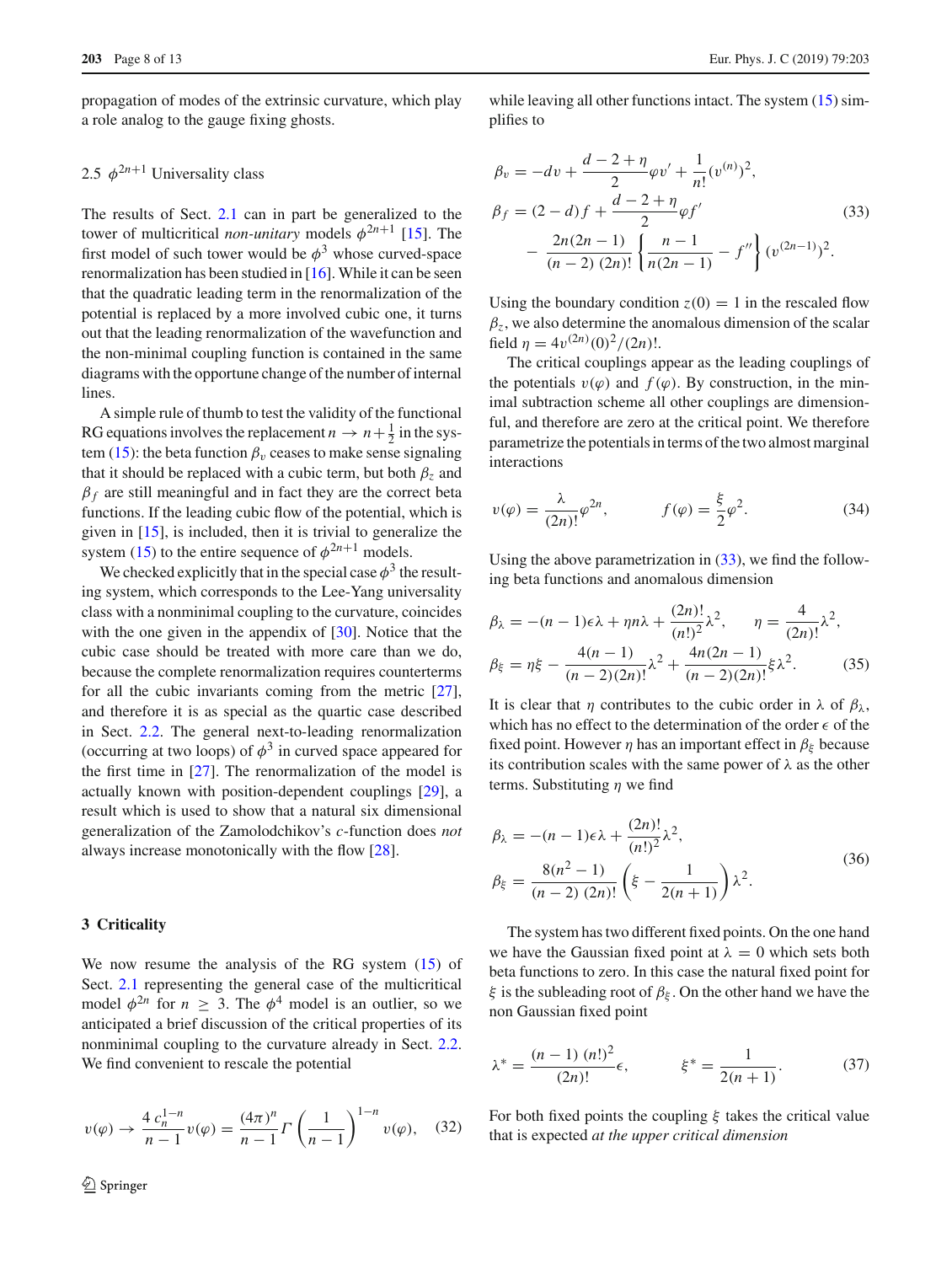propagation of modes of the extrinsic curvature, which play a role analog to the gauge fixing ghosts.

### 2.5 $\phi^{2n+1}$ Universality class

The results of Sect. 2.1 can in part be generalized to the tower of multicritical *non-unitary* models $\phi^{2n+1}$ [15]. The first model of such tower would be $\phi^3$ whose curved-space renormalization has been studied in [16]. While it can be seen that the quadratic leading term in the renormalization of the potential is replaced by a more involved cubic one, it turns out that the leading renormalization of the wavefunction and the non-minimal coupling function is contained in the same diagrams with the opportune change of the number of internal lines.

A simple rule of thumb to test the validity of the functional RG equations involves the replacement $n \to n+\frac{1}{2}$ in the system (15): the beta function $\beta_v$ ceases to make sense signaling that it should be replaced with a cubic term, but both $\beta_z$ and $\beta_f$ are still meaningful and in fact they are the correct beta functions. If the leading cubic flow of the potential, which is given in [15], is included, then it is trivial to generalize the system (15) to the entire sequence of $\phi^{2n+1}$ models.

We checked explicitly that in the special case $\phi^3$ the resulting system, which corresponds to the Lee-Yang universality class with a nonminimal coupling to the curvature, coincides with the one given in the appendix of [30]. Notice that the cubic case should be treated with more care than we do, because the complete renormalization requires counterterms for all the cubic invariants coming from the metric [27], and therefore it is as special as the quartic case described in Sect. 2.2. The general next-to-leading renormalization (occurring at two loops) of $\phi^3$ in curved space appeared for the first time in [27]. The renormalization of the model is actually known with position-dependent couplings [29], a result which is used to show that a natural six dimensional generalization of the Zamolodchikov's $c$-function does *not* always increase monotonically with the flow [28].

## 3 Criticality

We now resume the analysis of the RG system (15) of Sect. 2.1 representing the general case of the multicritical model $\phi^{2n}$ for $n \geq 3$. The $\phi^4$ model is an outlier, so we anticipated a brief discussion of the critical properties of its nonminimal coupling to the curvature already in Sect. 2.2. We find convenient to rescale the potential

$$v(\varphi) \to \frac{4\, c_n^{1-n}}{n-1} v(\varphi) = \frac{(4\pi)^n}{n-1} \Gamma\left(\frac{1}{n-1}\right)^{1-n} v(\varphi), \quad (32)$$

while leaving all other functions intact. The system (15) simplifies to

$$\begin{aligned}
\beta_v &= -dv + \frac{d-2+\eta}{2}\varphi v' + \frac{1}{n!}(v^{(n)})^2, \\
\beta_f &= (2-d)f + \frac{d-2+\eta}{2}\varphi f' \\
&\quad - \frac{2n(2n-1)}{(n-2)\,(2n)!}\left\{\frac{n-1}{n(2n-1)} - f''\right\}(v^{(2n-1)})^2.
\end{aligned} \quad (33)$$

Using the boundary condition $z(0) = 1$ in the rescaled flow $\beta_z$, we also determine the anomalous dimension of the scalar field $\eta = 4v^{(2n)}(0)^2/(2n)!$.

The critical couplings appear as the leading couplings of the potentials $v(\varphi)$ and $f(\varphi)$. By construction, in the minimal subtraction scheme all other couplings are dimensionful, and therefore are zero at the critical point. We therefore parametrize the potentials in terms of the two almost marginal interactions

$$v(\varphi) = \frac{\lambda}{(2n)!}\varphi^{2n}, \qquad f(\varphi) = \frac{\xi}{2}\varphi^2. \quad (34)$$

Using the above parametrization in (33), we find the following beta functions and anomalous dimension

$$\begin{aligned}
\beta_\lambda &= -(n-1)\epsilon\lambda + \eta n\lambda + \frac{(2n)!}{(n!)^2}\lambda^2, \qquad \eta = \frac{4}{(2n)!}\lambda^2, \\
\beta_\xi &= \eta\xi - \frac{4(n-1)}{(n-2)(2n)!}\lambda^2 + \frac{4n(2n-1)}{(n-2)(2n)!}\xi\lambda^2.
\end{aligned} \quad (35)$$

It is clear that $\eta$ contributes to the cubic order in $\lambda$ of $\beta_\lambda$, which has no effect to the determination of the order $\epsilon$ of the fixed point. However $\eta$ has an important effect in $\beta_\xi$ because its contribution scales with the same power of $\lambda$ as the other terms. Substituting $\eta$ we find

$$\begin{aligned}
\beta_\lambda &= -(n-1)\epsilon\lambda + \frac{(2n)!}{(n!)^2}\lambda^2, \\
\beta_\xi &= \frac{8(n^2-1)}{(n-2)\,(2n)!}\left(\xi - \frac{1}{2(n+1)}\right)\lambda^2.
\end{aligned} \quad (36)$$

The system has two different fixed points. On the one hand we have the Gaussian fixed point at $\lambda = 0$ which sets both beta functions to zero. In this case the natural fixed point for $\xi$ is the subleading root of $\beta_\xi$. On the other hand we have the non Gaussian fixed point

$$\lambda^* = \frac{(n-1)\,(n!)^2}{(2n)!}\epsilon, \qquad \xi^* = \frac{1}{2(n+1)}. \quad (37)$$

For both fixed points the coupling $\xi$ takes the critical value that is expected *at the upper critical dimension*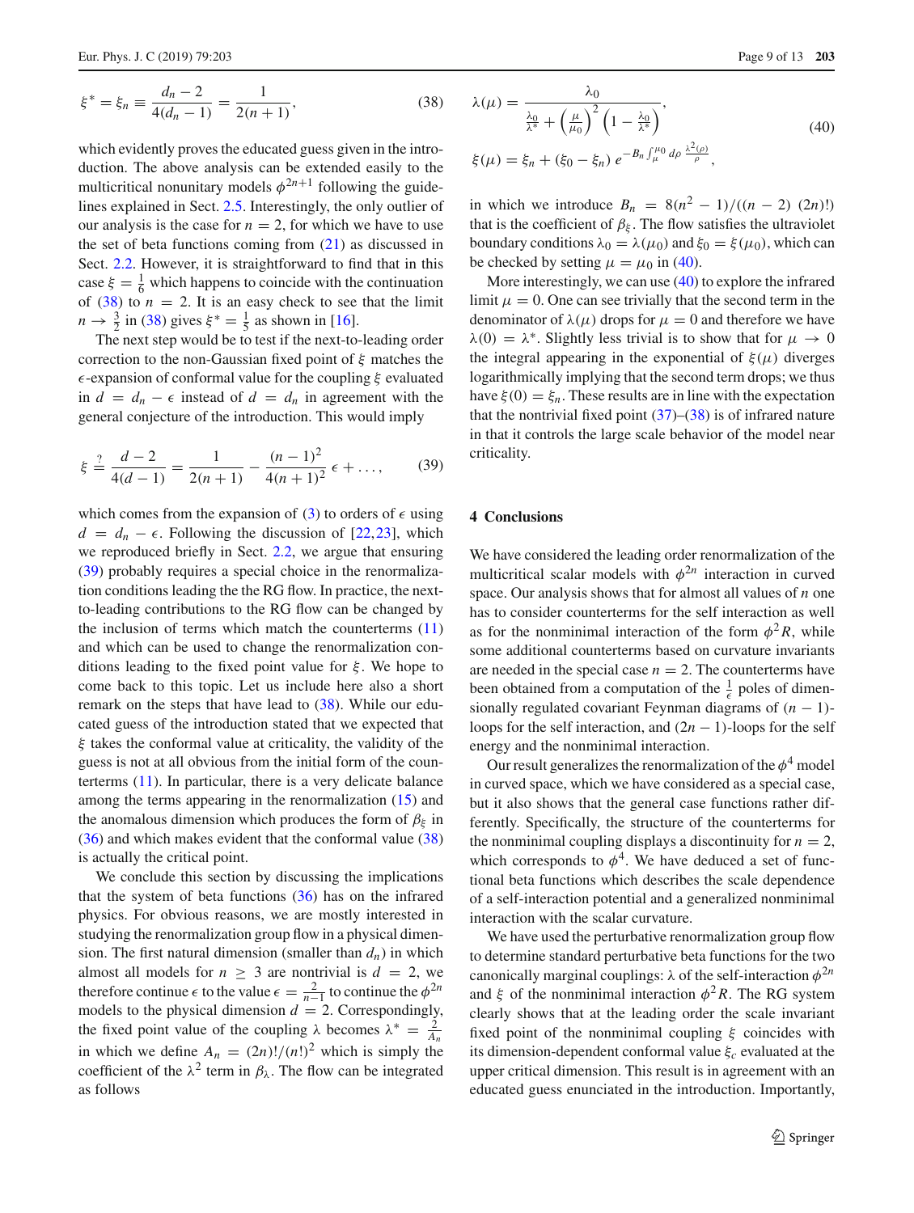$$\xi^* = \xi_n \equiv \frac{d_n - 2}{4(d_n - 1)} = \frac{1}{2(n+1)}, \tag{38}$$

which evidently proves the educated guess given in the introduction. The above analysis can be extended easily to the multicritical nonunitary models $\phi^{2n+1}$ following the guidelines explained in Sect. 2.5. Interestingly, the only outlier of our analysis is the case for $n = 2$, for which we have to use the set of beta functions coming from (21) as discussed in Sect. 2.2. However, it is straightforward to find that in this case $\xi = \frac{1}{6}$ which happens to coincide with the continuation of (38) to $n = 2$. It is an easy check to see that the limit $n \to \frac{3}{2}$ in (38) gives $\xi^* = \frac{1}{5}$ as shown in [16].

The next step would be to test if the next-to-leading order correction to the non-Gaussian fixed point of $\xi$ matches the $\epsilon$-expansion of conformal value for the coupling $\xi$ evaluated in $d = d_n - \epsilon$ instead of $d = d_n$ in agreement with the general conjecture of the introduction. This would imply

$$\xi \stackrel{?}{=} \frac{d-2}{4(d-1)} = \frac{1}{2(n+1)} - \frac{(n-1)^2}{4(n+1)^2}\,\epsilon + \dots, \tag{39}$$

which comes from the expansion of (3) to orders of $\epsilon$ using $d = d_n - \epsilon$. Following the discussion of [22,23], which we reproduced briefly in Sect. 2.2, we argue that ensuring (39) probably requires a special choice in the renormalization conditions leading the the RG flow. In practice, the next-to-leading contributions to the RG flow can be changed by the inclusion of terms which match the counterterms (11) and which can be used to change the renormalization conditions leading to the fixed point value for $\xi$. We hope to come back to this topic. Let us include here also a short remark on the steps that have lead to (38). While our educated guess of the introduction stated that we expected that $\xi$ takes the conformal value at criticality, the validity of the guess is not at all obvious from the initial form of the counterterms (11). In particular, there is a very delicate balance among the terms appearing in the renormalization (15) and the anomalous dimension which produces the form of $\beta_\xi$ in (36) and which makes evident that the conformal value (38) is actually the critical point.

We conclude this section by discussing the implications that the system of beta functions (36) has on the infrared physics. For obvious reasons, we are mostly interested in studying the renormalization group flow in a physical dimension. The first natural dimension (smaller than $d_n$) in which almost all models for $n \geq 3$ are nontrivial is $d = 2$, we therefore continue $\epsilon$ to the value $\epsilon = \frac{2}{n-1}$ to continue the $\phi^{2n}$ models to the physical dimension $d = 2$. Correspondingly, the fixed point value of the coupling $\lambda$ becomes $\lambda^* = \frac{2}{A_n}$ in which we define $A_n = (2n)!/(n!)^2$ which is simply the coefficient of the $\lambda^2$ term in $\beta_\lambda$. The flow can be integrated as follows

$$\begin{aligned}
\lambda(\mu) &= \frac{\lambda_0}{\frac{\lambda_0}{\lambda^*} + \left(\frac{\mu}{\mu_0}\right)^2 \left(1 - \frac{\lambda_0}{\lambda^*}\right)}, \\
\xi(\mu) &= \xi_n + (\xi_0 - \xi_n)\, e^{-B_n \int_\mu^{\mu_0} d\rho\, \frac{\lambda^2(\rho)}{\rho}},
\end{aligned} \tag{40}$$

in which we introduce $B_n = 8(n^2-1)/((n-2)\,(2n)!)$ that is the coefficient of $\beta_\xi$. The flow satisfies the ultraviolet boundary conditions $\lambda_0 = \lambda(\mu_0)$ and $\xi_0 = \xi(\mu_0)$, which can be checked by setting $\mu = \mu_0$ in (40).

More interestingly, we can use (40) to explore the infrared limit $\mu = 0$. One can see trivially that the second term in the denominator of $\lambda(\mu)$ drops for $\mu = 0$ and therefore we have $\lambda(0) = \lambda^*$. Slightly less trivial is to show that for $\mu \to 0$ the integral appearing in the exponential of $\xi(\mu)$ diverges logarithmically implying that the second term drops; we thus have $\xi(0) = \xi_n$. These results are in line with the expectation that the nontrivial fixed point (37)–(38) is of infrared nature in that it controls the large scale behavior of the model near criticality.

## 4 Conclusions

We have considered the leading order renormalization of the multicritical scalar models with $\phi^{2n}$ interaction in curved space. Our analysis shows that for almost all values of $n$ one has to consider counterterms for the self interaction as well as for the nonminimal interaction of the form $\phi^2 R$, while some additional counterterms based on curvature invariants are needed in the special case $n = 2$. The counterterms have been obtained from a computation of the $\frac{1}{\epsilon}$ poles of dimensionally regulated covariant Feynman diagrams of $(n-1)$-loops for the self interaction, and $(2n-1)$-loops for the self energy and the nonminimal interaction.

Our result generalizes the renormalization of the $\phi^4$ model in curved space, which we have considered as a special case, but it also shows that the general case functions rather differently. Specifically, the structure of the counterterms for the nonminimal coupling displays a discontinuity for $n = 2$, which corresponds to $\phi^4$. We have deduced a set of functional beta functions which describes the scale dependence of a self-interaction potential and a generalized nonminimal interaction with the scalar curvature.

We have used the perturbative renormalization group flow to determine standard perturbative beta functions for the two canonically marginal couplings: $\lambda$ of the self-interaction $\phi^{2n}$ and $\xi$ of the nonminimal interaction $\phi^2 R$. The RG system clearly shows that at the leading order the scale invariant fixed point of the nonminimal coupling $\xi$ coincides with its dimension-dependent conformal value $\xi_c$ evaluated at the upper critical dimension. This result is in agreement with an educated guess enunciated in the introduction. Importantly,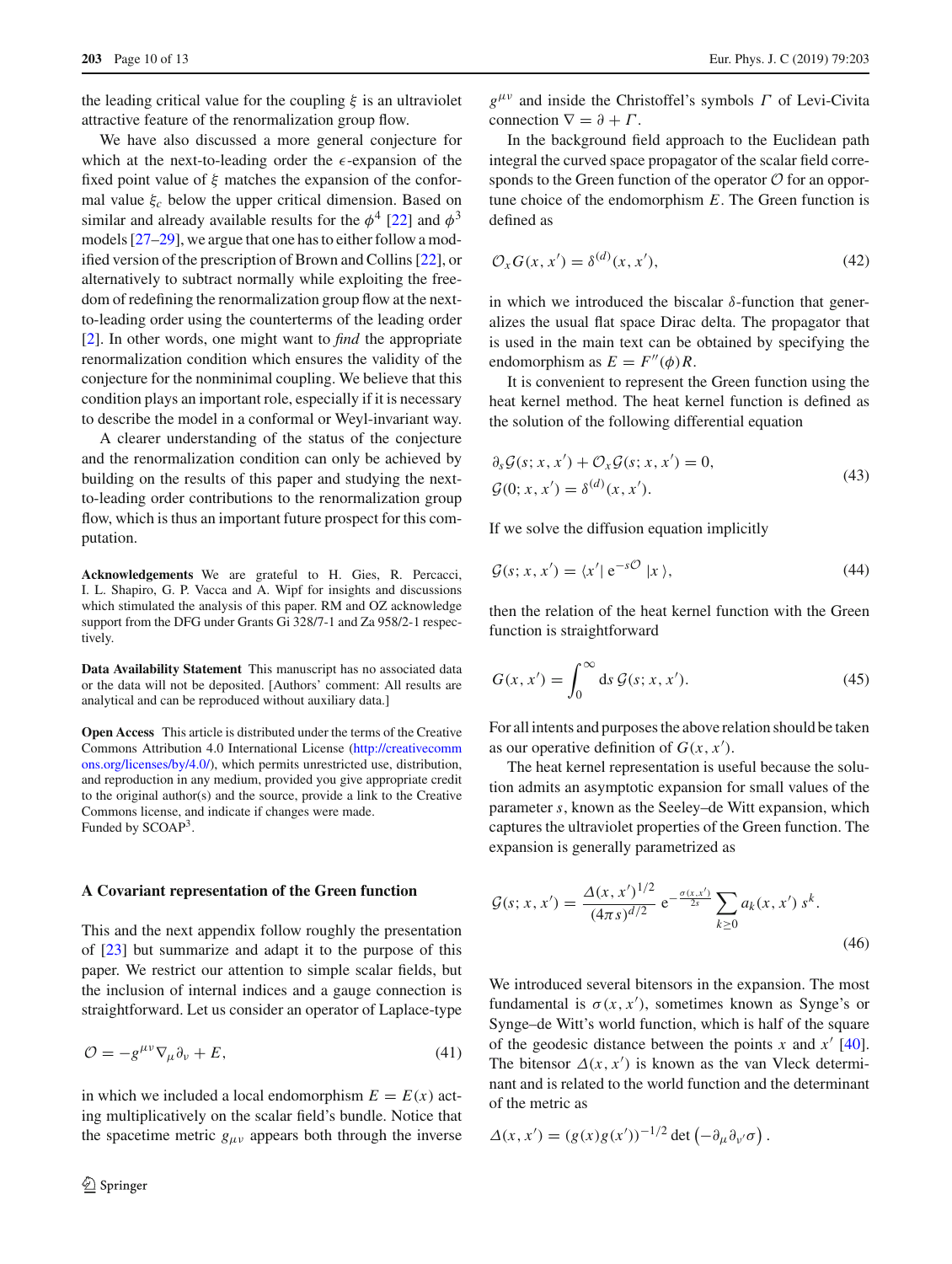the leading critical value for the coupling $\xi$ is an ultraviolet attractive feature of the renormalization group flow.

We have also discussed a more general conjecture for which at the next-to-leading order the $\epsilon$-expansion of the fixed point value of $\xi$ matches the expansion of the conformal value $\xi_c$ below the upper critical dimension. Based on similar and already available results for the $\phi^4$ [22] and $\phi^3$ models [27–29], we argue that one has to either follow a modified version of the prescription of Brown and Collins [22], or alternatively to subtract normally while exploiting the freedom of redefining the renormalization group flow at the next-to-leading order using the counterterms of the leading order [2]. In other words, one might want to *find* the appropriate renormalization condition which ensures the validity of the conjecture for the nonminimal coupling. We believe that this condition plays an important role, especially if it is necessary to describe the model in a conformal or Weyl-invariant way.

A clearer understanding of the status of the conjecture and the renormalization condition can only be achieved by building on the results of this paper and studying the next-to-leading order contributions to the renormalization group flow, which is thus an important future prospect for this computation.

**Acknowledgements** We are grateful to H. Gies, R. Percacci, I. L. Shapiro, G. P. Vacca and A. Wipf for insights and discussions which stimulated the analysis of this paper. RM and OZ acknowledge support from the DFG under Grants Gi 328/7-1 and Za 958/2-1 respectively.

**Data Availability Statement** This manuscript has no associated data or the data will not be deposited. [Authors' comment: All results are analytical and can be reproduced without auxiliary data.]

**Open Access** This article is distributed under the terms of the Creative Commons Attribution 4.0 International License (http://creativecommons.org/licenses/by/4.0/), which permits unrestricted use, distribution, and reproduction in any medium, provided you give appropriate credit to the original author(s) and the source, provide a link to the Creative Commons license, and indicate if changes were made.
Funded by SCOAP[3].

## A Covariant representation of the Green function

This and the next appendix follow roughly the presentation of [23] but summarize and adapt it to the purpose of this paper. We restrict our attention to simple scalar fields, but the inclusion of internal indices and a gauge connection is straightforward. Let us consider an operator of Laplace-type

$$\mathcal{O} = -g^{\mu\nu}\nabla_\mu\partial_\nu + E, \tag{41}$$

in which we included a local endomorphism $E = E(x)$ acting multiplicatively on the scalar field's bundle. Notice that the spacetime metric $g_{\mu\nu}$ appears both through the inverse $g^{\mu\nu}$ and inside the Christoffel's symbols $\Gamma$ of Levi-Civita connection $\nabla = \partial + \Gamma$.

In the background field approach to the Euclidean path integral the curved space propagator of the scalar field corresponds to the Green function of the operator $\mathcal{O}$ for an opportune choice of the endomorphism $E$. The Green function is defined as

$$\mathcal{O}_x G(x, x') = \delta^{(d)}(x, x'), \tag{42}$$

in which we introduced the biscalar $\delta$-function that generalizes the usual flat space Dirac delta. The propagator that is used in the main text can be obtained by specifying the endomorphism as $E = F''(\phi)R$.

It is convenient to represent the Green function using the heat kernel method. The heat kernel function is defined as the solution of the following differential equation

$$\begin{aligned} &\partial_s \mathcal{G}(s; x, x') + \mathcal{O}_x \mathcal{G}(s; x, x') = 0, \\ &\mathcal{G}(0; x, x') = \delta^{(d)}(x, x'). \end{aligned} \tag{43}$$

If we solve the diffusion equation implicitly

$$\mathcal{G}(s; x, x') = \langle x' |\, \mathrm{e}^{-s\mathcal{O}} \,| x \rangle, \tag{44}$$

then the relation of the heat kernel function with the Green function is straightforward

$$G(x, x') = \int_0^\infty \mathrm{d}s\, \mathcal{G}(s; x, x'). \tag{45}$$

For all intents and purposes the above relation should be taken as our operative definition of $G(x, x')$.

The heat kernel representation is useful because the solution admits an asymptotic expansion for small values of the parameter $s$, known as the Seeley–de Witt expansion, which captures the ultraviolet properties of the Green function. The expansion is generally parametrized as

$$\mathcal{G}(s; x, x') = \frac{\Delta(x, x')^{1/2}}{(4\pi s)^{d/2}}\, \mathrm{e}^{-\frac{\sigma(x,x')}{2s}} \sum_{k\geq 0} a_k(x, x')\, s^k. \tag{46}$$

We introduced several bitensors in the expansion. The most fundamental is $\sigma(x, x')$, sometimes known as Synge's or Synge–de Witt's world function, which is half of the square of the geodesic distance between the points $x$ and $x'$ [40]. The bitensor $\Delta(x, x')$ is known as the van Vleck determinant and is related to the world function and the determinant of the metric as

$$\Delta(x, x') = (g(x)g(x'))^{-1/2} \det\left(-\partial_\mu\partial_{\nu'}\sigma\right).$$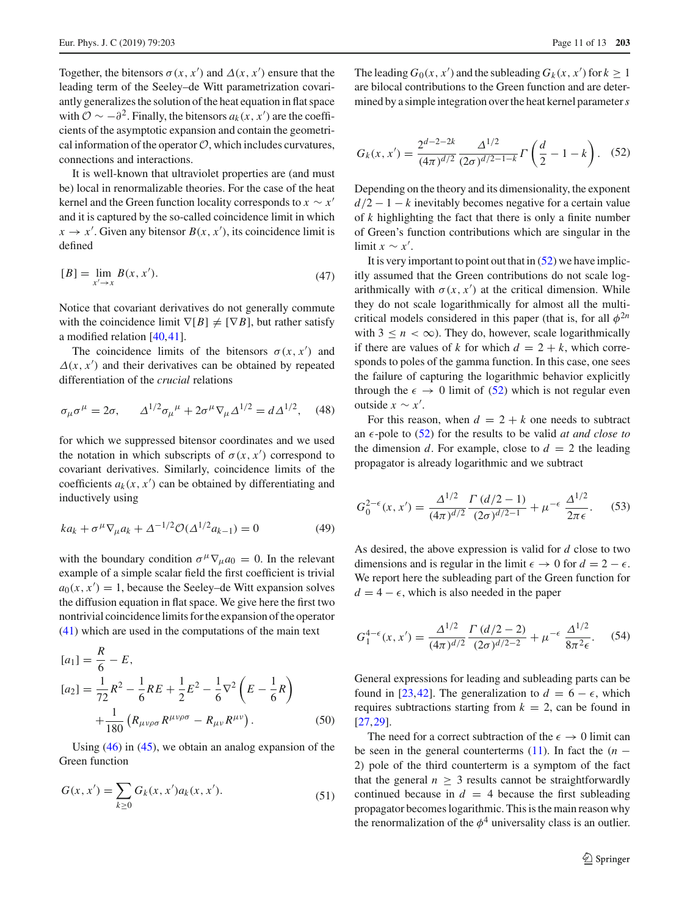Together, the bitensors $\sigma(x, x')$ and $\Delta(x, x')$ ensure that the leading term of the Seeley–de Witt parametrization covariantly generalizes the solution of the heat equation in flat space with $\mathcal{O} \sim -\partial^2$. Finally, the bitensors $a_k(x, x')$ are the coefficients of the asymptotic expansion and contain the geometrical information of the operator $\mathcal{O}$, which includes curvatures, connections and interactions.

It is well-known that ultraviolet properties are (and must be) local in renormalizable theories. For the case of the heat kernel and the Green function locality corresponds to $x \sim x'$ and it is captured by the so-called coincidence limit in which $x \to x'$. Given any bitensor $B(x, x')$, its coincidence limit is defined

$$[B] = \lim_{x' \to x} B(x, x'). \tag{47}$$

Notice that covariant derivatives do not generally commute with the coincidence limit $\nabla[B] \neq [\nabla B]$, but rather satisfy a modified relation [40,41].

The coincidence limits of the bitensors $\sigma(x, x')$ and $\Delta(x, x')$ and their derivatives can be obtained by repeated differentiation of the *crucial* relations

$$\sigma_\mu \sigma^\mu = 2\sigma, \qquad \Delta^{1/2}\sigma_\mu{}^\mu + 2\sigma^\mu \nabla_\mu \Delta^{1/2} = d\Delta^{1/2}, \tag{48}$$

for which we suppressed bitensor coordinates and we used the notation in which subscripts of $\sigma(x, x')$ correspond to covariant derivatives. Similarly, coincidence limits of the coefficients $a_k(x, x')$ can be obtained by differentiating and inductively using

$$k a_k + \sigma^\mu \nabla_\mu a_k + \Delta^{-1/2}\mathcal{O}(\Delta^{1/2} a_{k-1}) = 0 \tag{49}$$

with the boundary condition $\sigma^\mu \nabla_\mu a_0 = 0$. In the relevant example of a simple scalar field the first coefficient is trivial $a_0(x, x') = 1$, because the Seeley–de Witt expansion solves the diffusion equation in flat space. We give here the first two nontrivial coincidence limits for the expansion of the operator (41) which are used in the computations of the main text

$$\begin{aligned}
[a_1] &= \frac{R}{6} - E, \\
[a_2] &= \frac{1}{72}R^2 - \frac{1}{6}RE + \frac{1}{2}E^2 - \frac{1}{6}\nabla^2\left(E - \frac{1}{6}R\right) \\
&\quad + \frac{1}{180}\left(R_{\mu\nu\rho\sigma}R^{\mu\nu\rho\sigma} - R_{\mu\nu}R^{\mu\nu}\right).
\end{aligned} \tag{50}$$

Using (46) in (45), we obtain an analog expansion of the Green function

$$G(x, x') = \sum_{k \geq 0} G_k(x, x') a_k(x, x'). \tag{51}$$

The leading $G_0(x, x')$ and the subleading $G_k(x, x')$ for $k \geq 1$ are bilocal contributions to the Green function and are determined by a simple integration over the heat kernel parameter $s$

$$G_k(x, x') = \frac{2^{d-2-2k}}{(4\pi)^{d/2}} \frac{\Delta^{1/2}}{(2\sigma)^{d/2-1-k}} \Gamma\left(\frac{d}{2} - 1 - k\right). \tag{52}$$

Depending on the theory and its dimensionality, the exponent $d/2 - 1 - k$ inevitably becomes negative for a certain value of $k$ highlighting the fact that there is only a finite number of Green's function contributions which are singular in the limit $x \sim x'$.

It is very important to point out that in (52) we have implicitly assumed that the Green contributions do not scale logarithmically with $\sigma(x, x')$ at the critical dimension. While they do not scale logarithmically for almost all the multicritical models considered in this paper (that is, for all $\phi^{2n}$ with $3 \leq n < \infty$). They do, however, scale logarithmically if there are values of $k$ for which $d = 2 + k$, which corresponds to poles of the gamma function. In this case, one sees the failure of capturing the logarithmic behavior explicitly through the $\epsilon \to 0$ limit of (52) which is not regular even outside $x \sim x'$.

For this reason, when $d = 2 + k$ one needs to subtract an $\epsilon$-pole to (52) for the results to be valid *at and close to* the dimension $d$. For example, close to $d = 2$ the leading propagator is already logarithmic and we subtract

$$G_0^{2-\epsilon}(x, x') = \frac{\Delta^{1/2}}{(4\pi)^{d/2}} \frac{\Gamma(d/2 - 1)}{(2\sigma)^{d/2-1}} + \mu^{-\epsilon} \frac{\Delta^{1/2}}{2\pi\epsilon}. \tag{53}$$

As desired, the above expression is valid for $d$ close to two dimensions and is regular in the limit $\epsilon \to 0$ for $d = 2 - \epsilon$. We report here the subleading part of the Green function for $d = 4 - \epsilon$, which is also needed in the paper

$$G_1^{4-\epsilon}(x, x') = \frac{\Delta^{1/2}}{(4\pi)^{d/2}} \frac{\Gamma(d/2 - 2)}{(2\sigma)^{d/2-2}} + \mu^{-\epsilon} \frac{\Delta^{1/2}}{8\pi^2\epsilon}. \tag{54}$$

General expressions for leading and subleading parts can be found in [23,42]. The generalization to $d = 6 - \epsilon$, which requires subtractions starting from $k = 2$, can be found in [27,29].

The need for a correct subtraction of the $\epsilon \to 0$ limit can be seen in the general counterterms (11). In fact the $(n - 2)$ pole of the third counterterm is a symptom of the fact that the general $n \geq 3$ results cannot be straightforwardly continued because in $d = 4$ because the first subleading propagator becomes logarithmic. This is the main reason why the renormalization of the $\phi^4$ universality class is an outlier.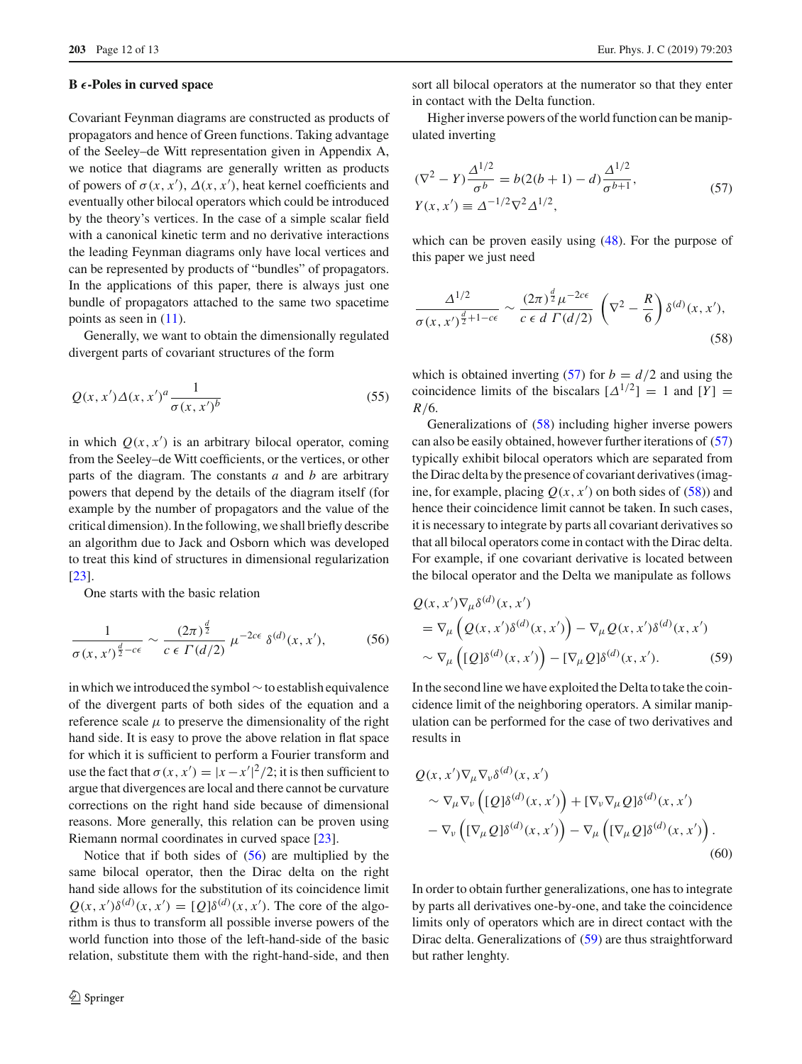## B $\epsilon$-Poles in curved space

Covariant Feynman diagrams are constructed as products of propagators and hence of Green functions. Taking advantage of the Seeley–de Witt representation given in Appendix A, we notice that diagrams are generally written as products of powers of $\sigma(x, x')$, $\Delta(x, x')$, heat kernel coefficients and eventually other bilocal operators which could be introduced by the theory's vertices. In the case of a simple scalar field with a canonical kinetic term and no derivative interactions the leading Feynman diagrams only have local vertices and can be represented by products of "bundles" of propagators. In the applications of this paper, there is always just one bundle of propagators attached to the same two spacetime points as seen in (11).

Generally, we want to obtain the dimensionally regulated divergent parts of covariant structures of the form

$$Q(x, x')\Delta(x, x')^a \frac{1}{\sigma(x, x')^b} \tag{55}$$

in which $Q(x, x')$ is an arbitrary bilocal operator, coming from the Seeley–de Witt coefficients, or the vertices, or other parts of the diagram. The constants $a$ and $b$ are arbitrary powers that depend by the details of the diagram itself (for example by the number of propagators and the value of the critical dimension). In the following, we shall briefly describe an algorithm due to Jack and Osborn which was developed to treat this kind of structures in dimensional regularization [23].

One starts with the basic relation

$$\frac{1}{\sigma(x, x')^{\frac{d}{2}-c\epsilon}} \sim \frac{(2\pi)^{\frac{d}{2}}}{c\,\epsilon\,\Gamma(d/2)}\,\mu^{-2c\epsilon}\,\delta^{(d)}(x, x'), \tag{56}$$

in which we introduced the symbol $\sim$ to establish equivalence of the divergent parts of both sides of the equation and a reference scale $\mu$ to preserve the dimensionality of the right hand side. It is easy to prove the above relation in flat space for which it is sufficient to perform a Fourier transform and use the fact that $\sigma(x, x') = |x - x'|^2/2$; it is then sufficient to argue that divergences are local and there cannot be curvature corrections on the right hand side because of dimensional reasons. More generally, this relation can be proven using Riemann normal coordinates in curved space [23].

Notice that if both sides of (56) are multiplied by the same bilocal operator, then the Dirac delta on the right hand side allows for the substitution of its coincidence limit $Q(x, x')\delta^{(d)}(x, x') = [Q]\delta^{(d)}(x, x')$. The core of the algorithm is thus to transform all possible inverse powers of the world function into those of the left-hand-side of the basic relation, substitute them with the right-hand-side, and then sort all bilocal operators at the numerator so that they enter in contact with the Delta function.

Higher inverse powers of the world function can be manipulated inverting

$$\begin{aligned}
&(\nabla^2 - Y)\frac{\Delta^{1/2}}{\sigma^b} = b(2(b+1) - d)\frac{\Delta^{1/2}}{\sigma^{b+1}}, \\
&Y(x, x') \equiv \Delta^{-1/2}\nabla^2\Delta^{1/2},
\end{aligned} \tag{57}$$

which can be proven easily using (48). For the purpose of this paper we just need

$$\frac{\Delta^{1/2}}{\sigma(x, x')^{\frac{d}{2}+1-c\epsilon}} \sim \frac{(2\pi)^{\frac{d}{2}}\mu^{-2c\epsilon}}{c\,\epsilon\,d\,\Gamma(d/2)}\left(\nabla^2 - \frac{R}{6}\right)\delta^{(d)}(x, x'), \tag{58}$$

which is obtained inverting (57) for $b = d/2$ and using the coincidence limits of the biscalars $[\Delta^{1/2}] = 1$ and $[Y] = R/6$.

Generalizations of (58) including higher inverse powers can also be easily obtained, however further iterations of (57) typically exhibit bilocal operators which are separated from the Dirac delta by the presence of covariant derivatives (imagine, for example, placing $Q(x, x')$ on both sides of (58)) and hence their coincidence limit cannot be taken. In such cases, it is necessary to integrate by parts all covariant derivatives so that all bilocal operators come in contact with the Dirac delta. For example, if one covariant derivative is located between the bilocal operator and the Delta we manipulate as follows

$$\begin{aligned}
&Q(x, x')\nabla_\mu\delta^{(d)}(x, x') \\
&\quad = \nabla_\mu\left(Q(x, x')\delta^{(d)}(x, x')\right) - \nabla_\mu Q(x, x')\delta^{(d)}(x, x') \\
&\quad \sim \nabla_\mu\left([Q]\delta^{(d)}(x, x')\right) - [\nabla_\mu Q]\delta^{(d)}(x, x').
\end{aligned} \tag{59}$$

In the second line we have exploited the Delta to take the coincidence limit of the neighboring operators. A similar manipulation can be performed for the case of two derivatives and results in

$$\begin{aligned}
&Q(x, x')\nabla_\mu\nabla_\nu\delta^{(d)}(x, x') \\
&\quad \sim \nabla_\mu\nabla_\nu\left([Q]\delta^{(d)}(x, x')\right) + [\nabla_\nu\nabla_\mu Q]\delta^{(d)}(x, x') \\
&\quad - \nabla_\nu\left([\nabla_\mu Q]\delta^{(d)}(x, x')\right) - \nabla_\mu\left([\nabla_\mu Q]\delta^{(d)}(x, x')\right).
\end{aligned} \tag{60}$$

In order to obtain further generalizations, one has to integrate by parts all derivatives one-by-one, and take the coincidence limits only of operators which are in direct contact with the Dirac delta. Generalizations of (59) are thus straightforward but rather lenghty.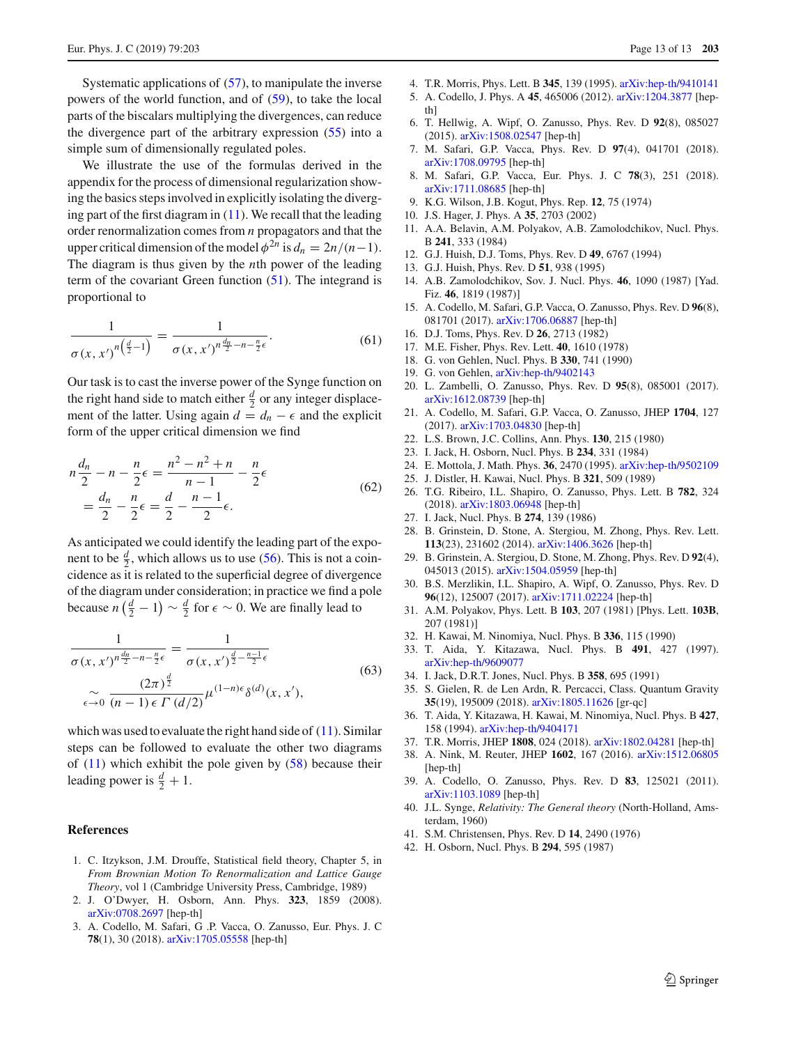Systematic applications of (57), to manipulate the inverse powers of the world function, and of (59), to take the local parts of the biscalars multiplying the divergences, can reduce the divergence part of the arbitrary expression (55) into a simple sum of dimensionally regulated poles.

We illustrate the use of the formulas derived in the appendix for the process of dimensional regularization showing the basics steps involved in explicitly isolating the diverging part of the first diagram in (11). We recall that the leading order renormalization comes from $n$ propagators and that the upper critical dimension of the model $\phi^{2n}$ is $d_n = 2n/(n-1)$. The diagram is thus given by the $n$th power of the leading term of the covariant Green function (51). The integrand is proportional to

$$\frac{1}{\sigma(x,x')^{n\left(\frac{d}{2}-1\right)}} = \frac{1}{\sigma(x,x')^{n\frac{d_n}{2}-n-\frac{n}{2}\epsilon}}. \tag{61}$$

Our task is to cast the inverse power of the Synge function on the right hand side to match either $\frac{d}{2}$ or any integer displacement of the latter. Using again $d = d_n - \epsilon$ and the explicit form of the upper critical dimension we find

$$\begin{aligned} n\frac{d_n}{2} - n - \frac{n}{2}\epsilon &= \frac{n^2 - n^2 + n}{n-1} - \frac{n}{2}\epsilon \\ &= \frac{d_n}{2} - \frac{n}{2}\epsilon = \frac{d}{2} - \frac{n-1}{2}\epsilon. \end{aligned} \tag{62}$$

As anticipated we could identify the leading part of the exponent to be $\frac{d}{2}$, which allows us to use (56). This is not a coincidence as it is related to the superficial degree of divergence of the diagram under consideration; in practice we find a pole because $n\left(\frac{d}{2}-1\right) \sim \frac{d}{2}$ for $\epsilon \sim 0$. We are finally lead to

$$\begin{aligned} \frac{1}{\sigma(x,x')^{n\frac{d_n}{2}-n-\frac{n}{2}\epsilon}} &= \frac{1}{\sigma(x,x')^{\frac{d}{2}-\frac{n-1}{2}\epsilon}} \\ &\underset{\epsilon\to 0}{\sim} \frac{(2\pi)^{\frac{d}{2}}}{(n-1)\,\epsilon\,\Gamma(d/2)}\mu^{(1-n)\epsilon}\delta^{(d)}(x,x'), \end{aligned} \tag{63}$$

which was used to evaluate the right hand side of (11). Similar steps can be followed to evaluate the other two diagrams of (11) which exhibit the pole given by (58) because their leading power is $\frac{d}{2}+1$.

## References

1. C. Itzykson, J.M. Drouffe, Statistical field theory, Chapter 5, in *From Brownian Motion To Renormalization and Lattice Gauge Theory*, vol 1 (Cambridge University Press, Cambridge, 1989)
2. J. O'Dwyer, H. Osborn, Ann. Phys. **323**, 1859 (2008). arXiv:0708.2697 [hep-th]
3. A. Codello, M. Safari, G .P. Vacca, O. Zanusso, Eur. Phys. J. C **78**(1), 30 (2018). arXiv:1705.05558 [hep-th]
4. T.R. Morris, Phys. Lett. B **345**, 139 (1995). arXiv:hep-th/9410141
5. A. Codello, J. Phys. A **45**, 465006 (2012). arXiv:1204.3877 [hep-th]
6. T. Hellwig, A. Wipf, O. Zanusso, Phys. Rev. D **92**(8), 085027 (2015). arXiv:1508.02547 [hep-th]
7. M. Safari, G.P. Vacca, Phys. Rev. D **97**(4), 041701 (2018). arXiv:1708.09795 [hep-th]
8. M. Safari, G.P. Vacca, Eur. Phys. J. C **78**(3), 251 (2018). arXiv:1711.08685 [hep-th]
9. K.G. Wilson, J.B. Kogut, Phys. Rep. **12**, 75 (1974)
10. J.S. Hager, J. Phys. A **35**, 2703 (2002)
11. A.A. Belavin, A.M. Polyakov, A.B. Zamolodchikov, Nucl. Phys. B **241**, 333 (1984)
12. G.J. Huish, D.J. Toms, Phys. Rev. D **49**, 6767 (1994)
13. G.J. Huish, Phys. Rev. D **51**, 938 (1995)
14. A.B. Zamolodchikov, Sov. J. Nucl. Phys. **46**, 1090 (1987) [Yad. Fiz. **46**, 1819 (1987)]
15. A. Codello, M. Safari, G.P. Vacca, O. Zanusso, Phys. Rev. D **96**(8), 081701 (2017). arXiv:1706.06887 [hep-th]
16. D.J. Toms, Phys. Rev. D **26**, 2713 (1982)
17. M.E. Fisher, Phys. Rev. Lett. **40**, 1610 (1978)
18. G. von Gehlen, Nucl. Phys. B **330**, 741 (1990)
19. G. von Gehlen, arXiv:hep-th/9402143
20. L. Zambelli, O. Zanusso, Phys. Rev. D **95**(8), 085001 (2017). arXiv:1612.08739 [hep-th]
21. A. Codello, M. Safari, G.P. Vacca, O. Zanusso, JHEP **1704**, 127 (2017). arXiv:1703.04830 [hep-th]
22. L.S. Brown, J.C. Collins, Ann. Phys. **130**, 215 (1980)
23. I. Jack, H. Osborn, Nucl. Phys. B **234**, 331 (1984)
24. E. Mottola, J. Math. Phys. **36**, 2470 (1995). arXiv:hep-th/9502109
25. J. Distler, H. Kawai, Nucl. Phys. B **321**, 509 (1989)
26. T.G. Ribeiro, I.L. Shapiro, O. Zanusso, Phys. Lett. B **782**, 324 (2018). arXiv:1803.06948 [hep-th]
27. I. Jack, Nucl. Phys. B **274**, 139 (1986)
28. B. Grinstein, D. Stone, A. Stergiou, M. Zhong, Phys. Rev. Lett. **113**(23), 231602 (2014). arXiv:1406.3626 [hep-th]
29. B. Grinstein, A. Stergiou, D. Stone, M. Zhong, Phys. Rev. D **92**(4), 045013 (2015). arXiv:1504.05959 [hep-th]
30. B.S. Merzlikin, I.L. Shapiro, A. Wipf, O. Zanusso, Phys. Rev. D **96**(12), 125007 (2017). arXiv:1711.02224 [hep-th]
31. A.M. Polyakov, Phys. Lett. B **103**, 207 (1981) [Phys. Lett. **103B**, 207 (1981)]
32. H. Kawai, M. Ninomiya, Nucl. Phys. B **336**, 115 (1990)
33. T. Aida, Y. Kitazawa, Nucl. Phys. B **491**, 427 (1997). arXiv:hep-th/9609077
34. I. Jack, D.R.T. Jones, Nucl. Phys. B **358**, 695 (1991)
35. S. Gielen, R. de Len Ardn, R. Percacci, Class. Quantum Gravity **35**(19), 195009 (2018). arXiv:1805.11626 [gr-qc]
36. T. Aida, Y. Kitazawa, H. Kawai, M. Ninomiya, Nucl. Phys. B **427**, 158 (1994). arXiv:hep-th/9404171
37. T.R. Morris, JHEP **1808**, 024 (2018). arXiv:1802.04281 [hep-th]
38. A. Nink, M. Reuter, JHEP **1602**, 167 (2016). arXiv:1512.06805 [hep-th]
39. A. Codello, O. Zanusso, Phys. Rev. D **83**, 125021 (2011). arXiv:1103.1089 [hep-th]
40. J.L. Synge, *Relativity: The General theory* (North-Holland, Amsterdam, 1960)
41. S.M. Christensen, Phys. Rev. D **14**, 2490 (1976)
42. H. Osborn, Nucl. Phys. B **294**, 595 (1987)